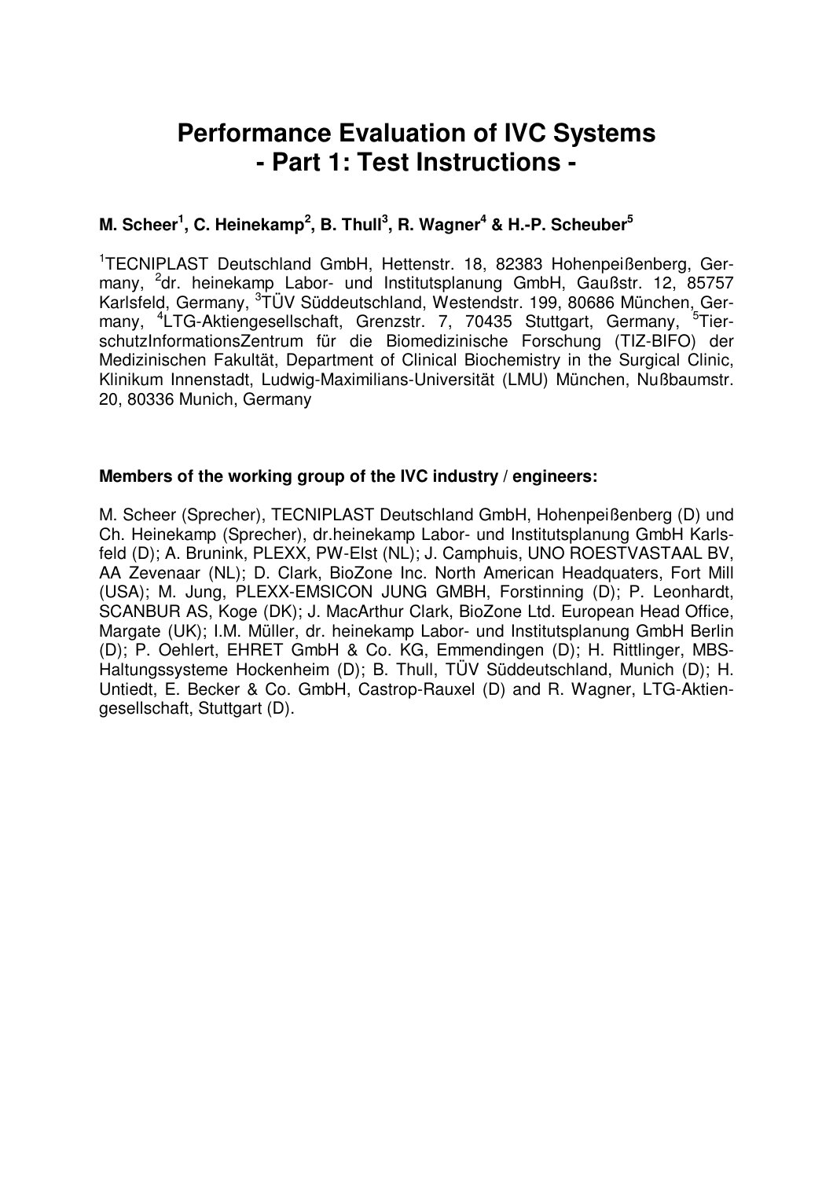# Performance Evaluation of IVC Systems
# - Part 1: Test Instructions -

**M. Scheer[1], C. Heinekamp[2], B. Thull[3], R. Wagner[4] & H.-P. Scheuber[5]**

[1]TECNIPLAST Deutschland GmbH, Hettenstr. 18, 82383 Hohenpeißenberg, Germany, [2]dr. heinekamp Labor- und Institutsplanung GmbH, Gaußstr. 12, 85757 Karlsfeld, Germany, [3]TÜV Süddeutschland, Westendstr. 199, 80686 München, Germany, [4]LTG-Aktiengesellschaft, Grenzstr. 7, 70435 Stuttgart, Germany, [5]TierschutzInformationsZentrum für die Biomedizinische Forschung (TIZ-BIFO) der Medizinischen Fakultät, Department of Clinical Biochemistry in the Surgical Clinic, Klinikum Innenstadt, Ludwig-Maximilians-Universität (LMU) München, Nußbaumstr. 20, 80336 Munich, Germany

**Members of the working group of the IVC industry / engineers:**

M. Scheer (Sprecher), TECNIPLAST Deutschland GmbH, Hohenpeißenberg (D) und Ch. Heinekamp (Sprecher), dr.heinekamp Labor- und Institutsplanung GmbH Karlsfeld (D); A. Brunink, PLEXX, PW-Elst (NL); J. Camphuis, UNO ROESTVASTAAL BV, AA Zevenaar (NL); D. Clark, BioZone Inc. North American Headquaters, Fort Mill (USA); M. Jung, PLEXX-EMSICON JUNG GMBH, Forstinning (D); P. Leonhardt, SCANBUR AS, Koge (DK); J. MacArthur Clark, BioZone Ltd. European Head Office, Margate (UK); I.M. Müller, dr. heinekamp Labor- und Institutsplanung GmbH Berlin (D); P. Oehlert, EHRET GmbH & Co. KG, Emmendingen (D); H. Rittlinger, MBS-Haltungssysteme Hockenheim (D); B. Thull, TÜV Süddeutschland, Munich (D); H. Untiedt, E. Becker & Co. GmbH, Castrop-Rauxel (D) and R. Wagner, LTG-Aktiengesellschaft, Stuttgart (D).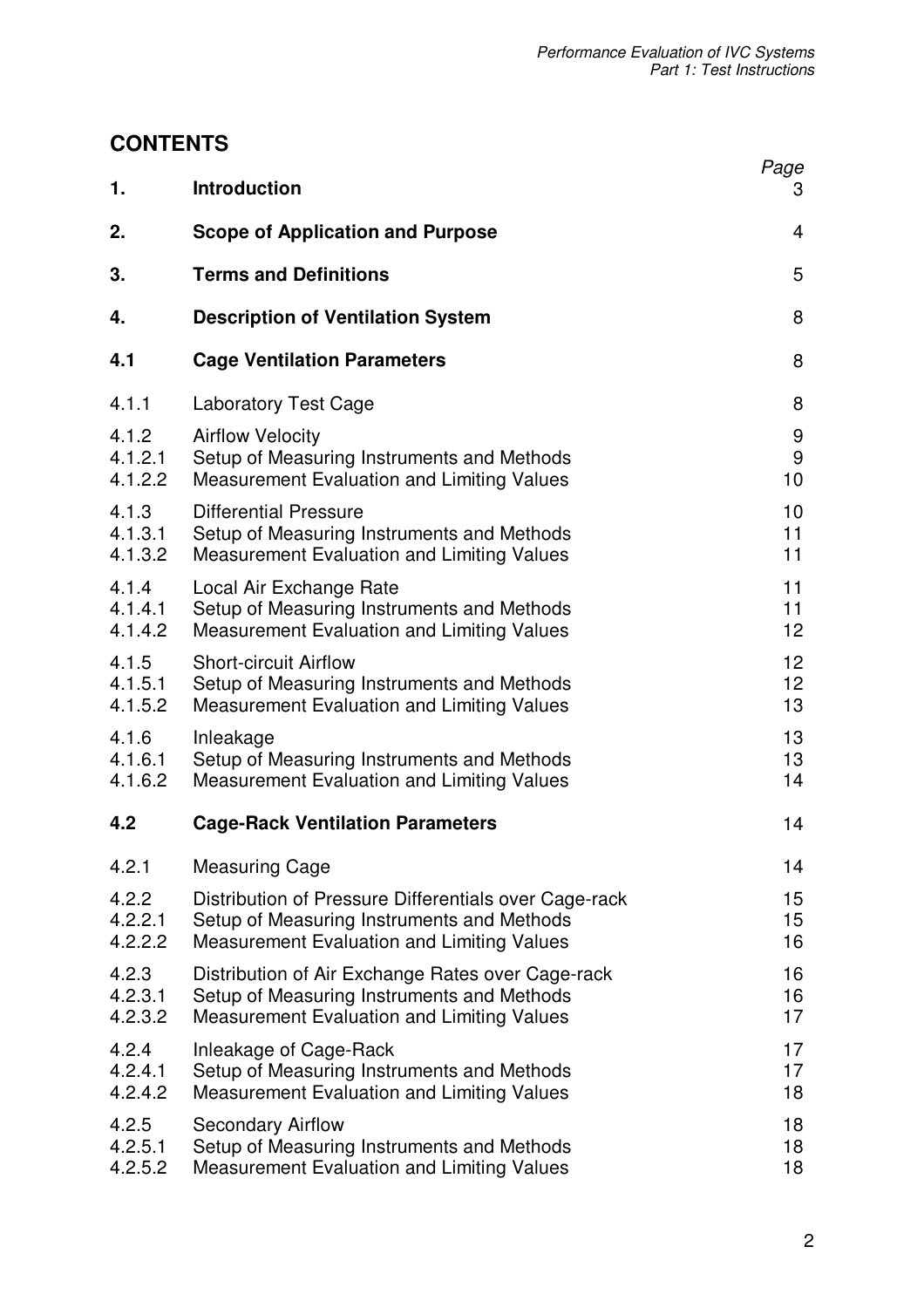## CONTENTS

| | | Page |
|---|---|---|
| **1.** | **Introduction** | 3 |
| **2.** | **Scope of Application and Purpose** | 4 |
| **3.** | **Terms and Definitions** | 5 |
| **4.** | **Description of Ventilation System** | 8 |
| **4.1** | **Cage Ventilation Parameters** | 8 |
| 4.1.1 | Laboratory Test Cage | 8 |
| 4.1.2 | Airflow Velocity | 9 |
| 4.1.2.1 | Setup of Measuring Instruments and Methods | 9 |
| 4.1.2.2 | Measurement Evaluation and Limiting Values | 10 |
| 4.1.3 | Differential Pressure | 10 |
| 4.1.3.1 | Setup of Measuring Instruments and Methods | 11 |
| 4.1.3.2 | Measurement Evaluation and Limiting Values | 11 |
| 4.1.4 | Local Air Exchange Rate | 11 |
| 4.1.4.1 | Setup of Measuring Instruments and Methods | 11 |
| 4.1.4.2 | Measurement Evaluation and Limiting Values | 12 |
| 4.1.5 | Short-circuit Airflow | 12 |
| 4.1.5.1 | Setup of Measuring Instruments and Methods | 12 |
| 4.1.5.2 | Measurement Evaluation and Limiting Values | 13 |
| 4.1.6 | Inleakage | 13 |
| 4.1.6.1 | Setup of Measuring Instruments and Methods | 13 |
| 4.1.6.2 | Measurement Evaluation and Limiting Values | 14 |
| **4.2** | **Cage-Rack Ventilation Parameters** | 14 |
| 4.2.1 | Measuring Cage | 14 |
| 4.2.2 | Distribution of Pressure Differentials over Cage-rack | 15 |
| 4.2.2.1 | Setup of Measuring Instruments and Methods | 15 |
| 4.2.2.2 | Measurement Evaluation and Limiting Values | 16 |
| 4.2.3 | Distribution of Air Exchange Rates over Cage-rack | 16 |
| 4.2.3.1 | Setup of Measuring Instruments and Methods | 16 |
| 4.2.3.2 | Measurement Evaluation and Limiting Values | 17 |
| 4.2.4 | Inleakage of Cage-Rack | 17 |
| 4.2.4.1 | Setup of Measuring Instruments and Methods | 17 |
| 4.2.4.2 | Measurement Evaluation and Limiting Values | 18 |
| 4.2.5 | Secondary Airflow | 18 |
| 4.2.5.1 | Setup of Measuring Instruments and Methods | 18 |
| 4.2.5.2 | Measurement Evaluation and Limiting Values | 18 |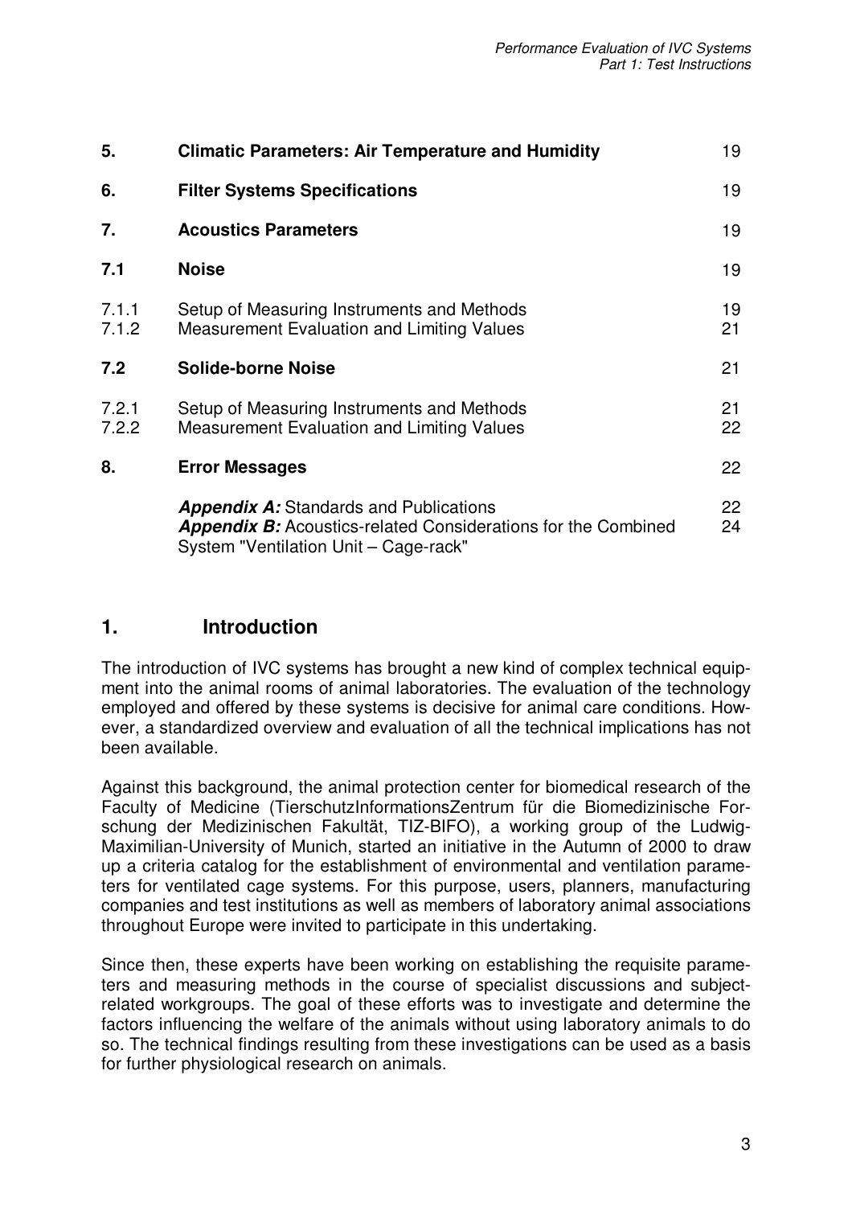| | | |
|---|---|---|
| **5.** | **Climatic Parameters: Air Temperature and Humidity** | 19 |
| **6.** | **Filter Systems Specifications** | 19 |
| **7.** | **Acoustics Parameters** | 19 |
| **7.1** | **Noise** | 19 |
| 7.1.1 | Setup of Measuring Instruments and Methods | 19 |
| 7.1.2 | Measurement Evaluation and Limiting Values | 21 |
| **7.2** | **Solide-borne Noise** | 21 |
| 7.2.1 | Setup of Measuring Instruments and Methods | 21 |
| 7.2.2 | Measurement Evaluation and Limiting Values | 22 |
| **8.** | **Error Messages** | 22 |
| | ***Appendix A:*** Standards and Publications | 22 |
| | ***Appendix B:*** Acoustics-related Considerations for the Combined System "Ventilation Unit – Cage-rack" | 24 |

## 1. Introduction

The introduction of IVC systems has brought a new kind of complex technical equipment into the animal rooms of animal laboratories. The evaluation of the technology employed and offered by these systems is decisive for animal care conditions. However, a standardized overview and evaluation of all the technical implications has not been available.

Against this background, the animal protection center for biomedical research of the Faculty of Medicine (TierschutzInformationsZentrum für die Biomedizinische Forschung der Medizinischen Fakultät, TIZ-BIFO), a working group of the Ludwig-Maximilian-University of Munich, started an initiative in the Autumn of 2000 to draw up a criteria catalog for the establishment of environmental and ventilation parameters for ventilated cage systems. For this purpose, users, planners, manufacturing companies and test institutions as well as members of laboratory animal associations throughout Europe were invited to participate in this undertaking.

Since then, these experts have been working on establishing the requisite parameters and measuring methods in the course of specialist discussions and subject-related workgroups. The goal of these efforts was to investigate and determine the factors influencing the welfare of the animals without using laboratory animals to do so. The technical findings resulting from these investigations can be used as a basis for further physiological research on animals.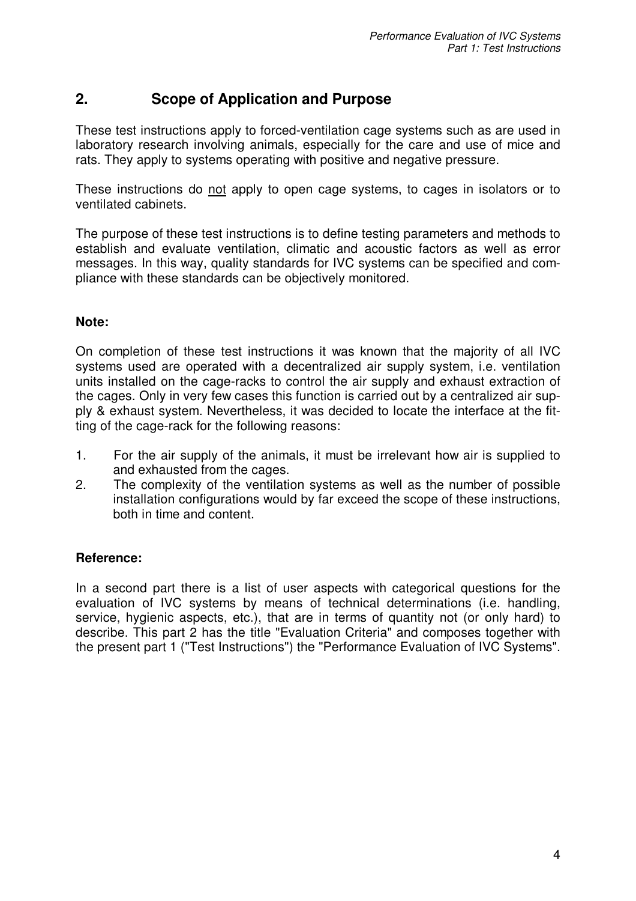## 2. Scope of Application and Purpose

These test instructions apply to forced-ventilation cage systems such as are used in laboratory research involving animals, especially for the care and use of mice and rats. They apply to systems operating with positive and negative pressure.

These instructions do <u>not</u> apply to open cage systems, to cages in isolators or to ventilated cabinets.

The purpose of these test instructions is to define testing parameters and methods to establish and evaluate ventilation, climatic and acoustic factors as well as error messages. In this way, quality standards for IVC systems can be specified and compliance with these standards can be objectively monitored.

**Note:**

On completion of these test instructions it was known that the majority of all IVC systems used are operated with a decentralized air supply system, i.e. ventilation units installed on the cage-racks to control the air supply and exhaust extraction of the cages. Only in very few cases this function is carried out by a centralized air supply & exhaust system. Nevertheless, it was decided to locate the interface at the fitting of the cage-rack for the following reasons:

1. For the air supply of the animals, it must be irrelevant how air is supplied to and exhausted from the cages.
2. The complexity of the ventilation systems as well as the number of possible installation configurations would by far exceed the scope of these instructions, both in time and content.

**Reference:**

In a second part there is a list of user aspects with categorical questions for the evaluation of IVC systems by means of technical determinations (i.e. handling, service, hygienic aspects, etc.), that are in terms of quantity not (or only hard) to describe. This part 2 has the title "Evaluation Criteria" and composes together with the present part 1 ("Test Instructions") the "Performance Evaluation of IVC Systems".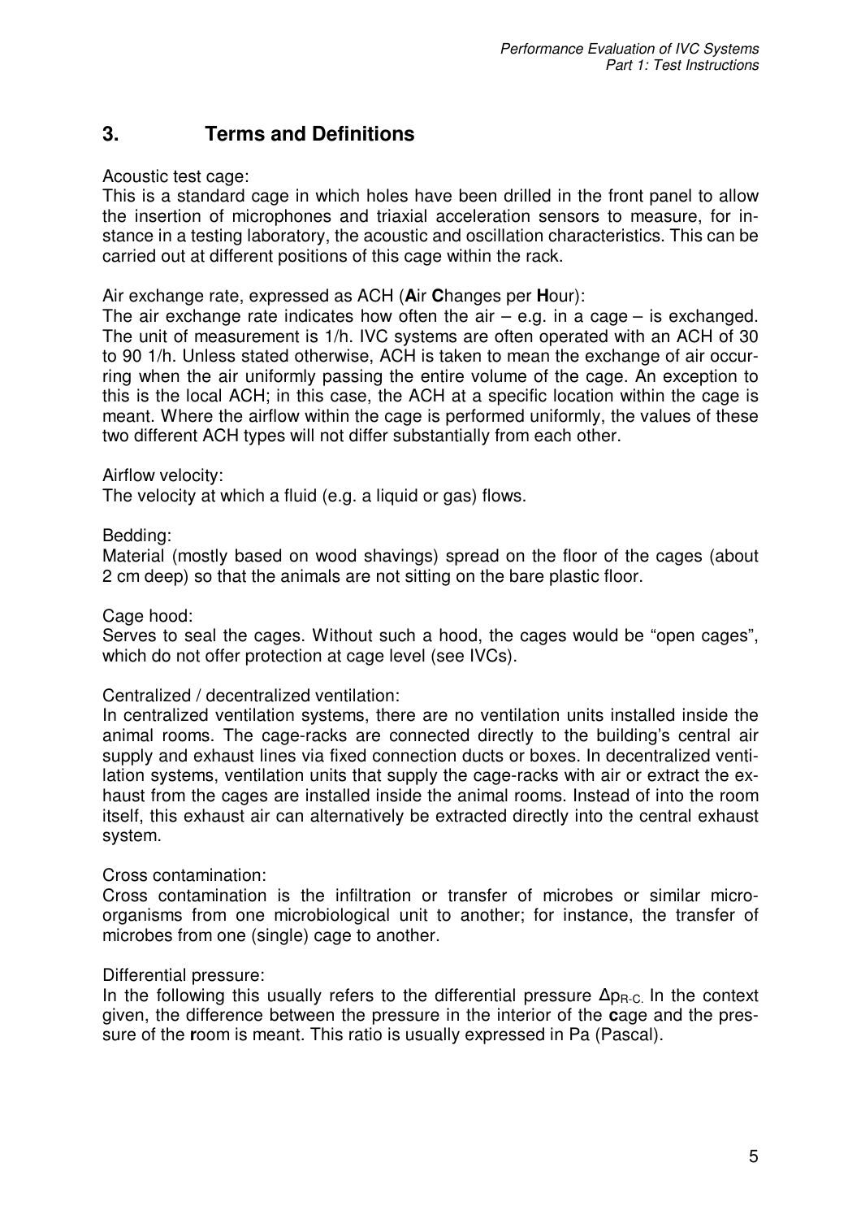## 3. Terms and Definitions

Acoustic test cage:
This is a standard cage in which holes have been drilled in the front panel to allow the insertion of microphones and triaxial acceleration sensors to measure, for instance in a testing laboratory, the acoustic and oscillation characteristics. This can be carried out at different positions of this cage within the rack.

Air exchange rate, expressed as ACH (**A**ir **C**hanges per **H**our):
The air exchange rate indicates how often the air – e.g. in a cage – is exchanged. The unit of measurement is 1/h. IVC systems are often operated with an ACH of 30 to 90 1/h. Unless stated otherwise, ACH is taken to mean the exchange of air occurring when the air uniformly passing the entire volume of the cage. An exception to this is the local ACH; in this case, the ACH at a specific location within the cage is meant. Where the airflow within the cage is performed uniformly, the values of these two different ACH types will not differ substantially from each other.

Airflow velocity:
The velocity at which a fluid (e.g. a liquid or gas) flows.

Bedding:
Material (mostly based on wood shavings) spread on the floor of the cages (about 2 cm deep) so that the animals are not sitting on the bare plastic floor.

Cage hood:
Serves to seal the cages. Without such a hood, the cages would be "open cages", which do not offer protection at cage level (see IVCs).

Centralized / decentralized ventilation:
In centralized ventilation systems, there are no ventilation units installed inside the animal rooms. The cage-racks are connected directly to the building's central air supply and exhaust lines via fixed connection ducts or boxes. In decentralized ventilation systems, ventilation units that supply the cage-racks with air or extract the exhaust from the cages are installed inside the animal rooms. Instead of into the room itself, this exhaust air can alternatively be extracted directly into the central exhaust system.

Cross contamination:
Cross contamination is the infiltration or transfer of microbes or similar microorganisms from one microbiological unit to another; for instance, the transfer of microbes from one (single) cage to another.

Differential pressure:
In the following this usually refers to the differential pressure $\Delta p_{R\text{-}C}$. In the context given, the difference between the pressure in the interior of the **c**age and the pressure of the **r**oom is meant. This ratio is usually expressed in Pa (Pascal).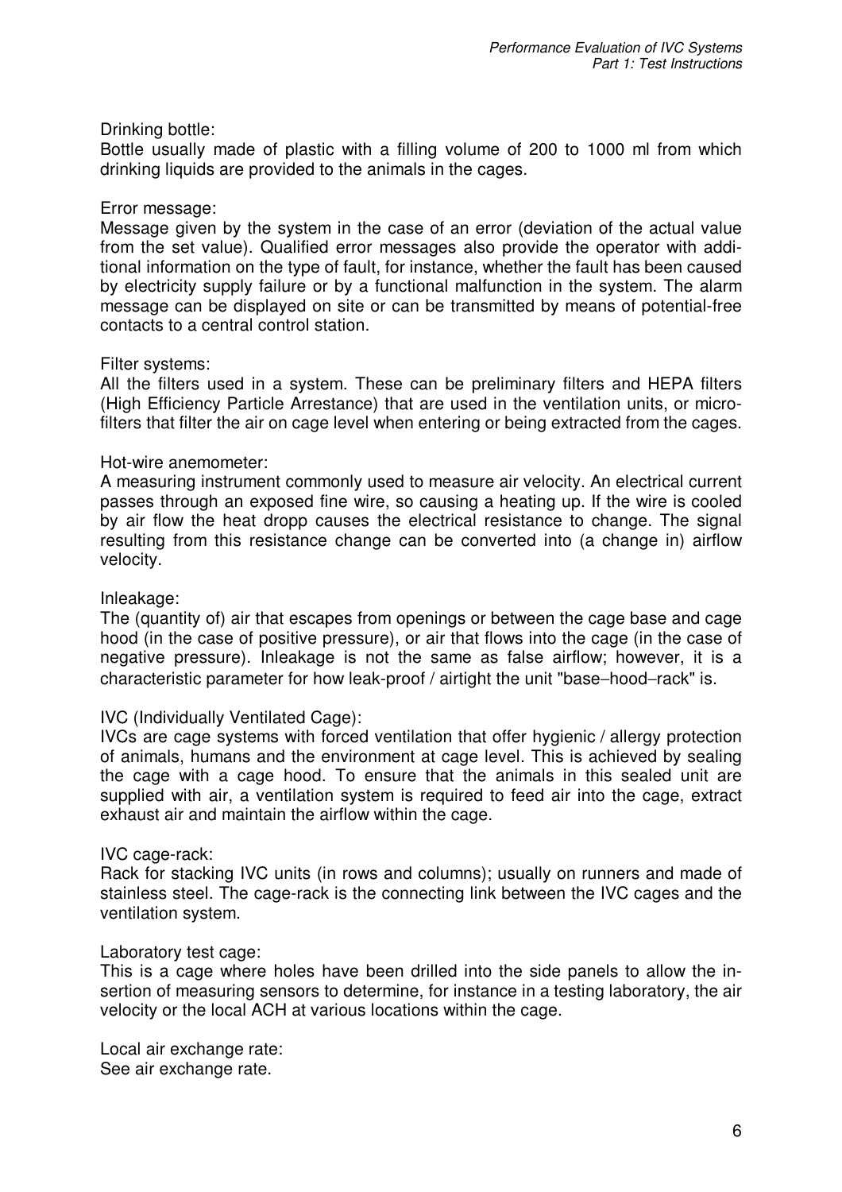Drinking bottle:
Bottle usually made of plastic with a filling volume of 200 to 1000 ml from which drinking liquids are provided to the animals in the cages.

Error message:
Message given by the system in the case of an error (deviation of the actual value from the set value). Qualified error messages also provide the operator with additional information on the type of fault, for instance, whether the fault has been caused by electricity supply failure or by a functional malfunction in the system. The alarm message can be displayed on site or can be transmitted by means of potential-free contacts to a central control station.

Filter systems:
All the filters used in a system. These can be preliminary filters and HEPA filters (High Efficiency Particle Arrestance) that are used in the ventilation units, or microfilters that filter the air on cage level when entering or being extracted from the cages.

Hot-wire anemometer:
A measuring instrument commonly used to measure air velocity. An electrical current passes through an exposed fine wire, so causing a heating up. If the wire is cooled by air flow the heat dropp causes the electrical resistance to change. The signal resulting from this resistance change can be converted into (a change in) airflow velocity.

Inleakage:
The (quantity of) air that escapes from openings or between the cage base and cage hood (in the case of positive pressure), or air that flows into the cage (in the case of negative pressure). Inleakage is not the same as false airflow; however, it is a characteristic parameter for how leak-proof / airtight the unit "base–hood–rack" is.

IVC (Individually Ventilated Cage):
IVCs are cage systems with forced ventilation that offer hygienic / allergy protection of animals, humans and the environment at cage level. This is achieved by sealing the cage with a cage hood. To ensure that the animals in this sealed unit are supplied with air, a ventilation system is required to feed air into the cage, extract exhaust air and maintain the airflow within the cage.

IVC cage-rack:
Rack for stacking IVC units (in rows and columns); usually on runners and made of stainless steel. The cage-rack is the connecting link between the IVC cages and the ventilation system.

Laboratory test cage:
This is a cage where holes have been drilled into the side panels to allow the insertion of measuring sensors to determine, for instance in a testing laboratory, the air velocity or the local ACH at various locations within the cage.

Local air exchange rate:
See air exchange rate.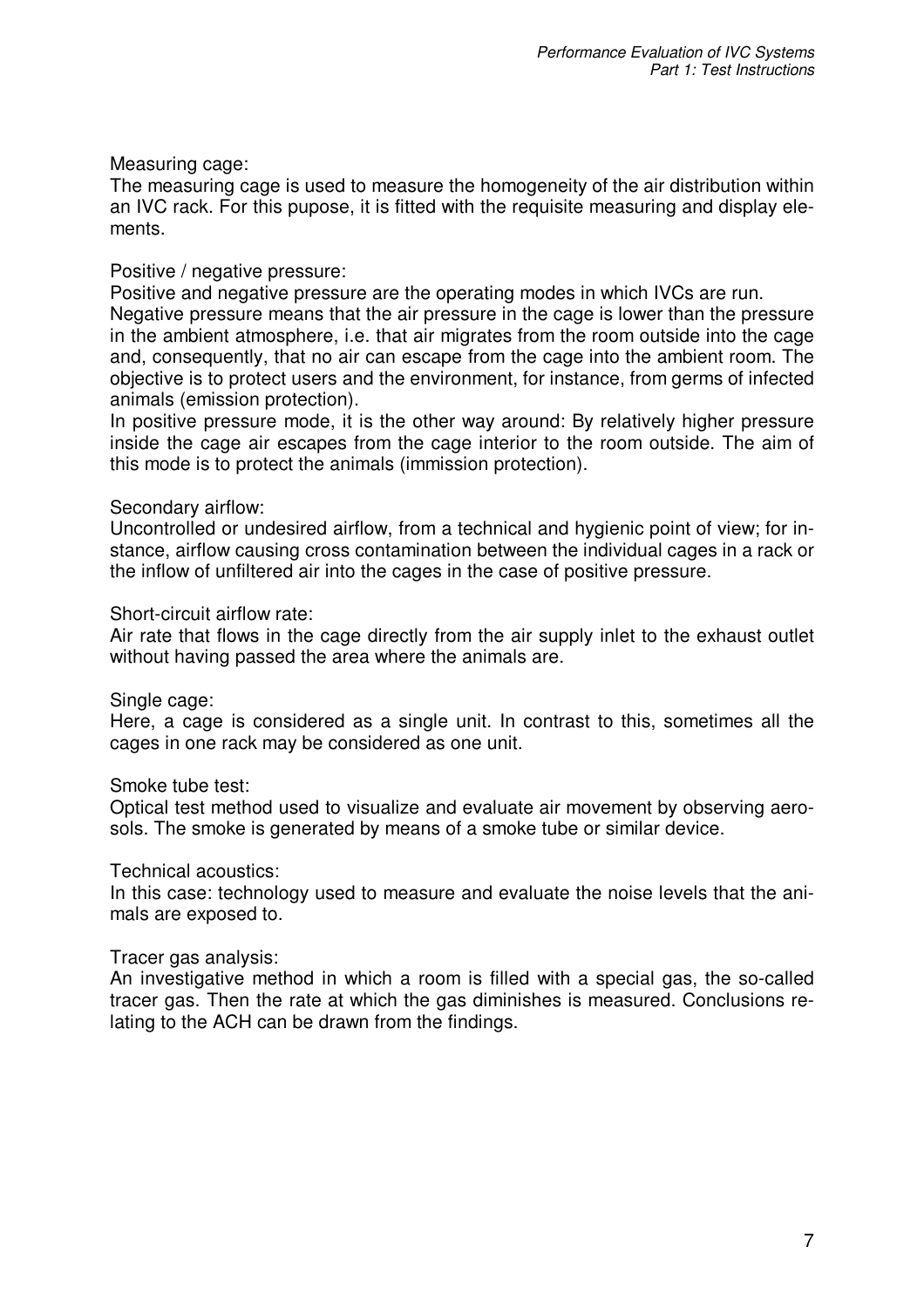Measuring cage:
The measuring cage is used to measure the homogeneity of the air distribution within an IVC rack. For this pupose, it is fitted with the requisite measuring and display elements.

Positive / negative pressure:
Positive and negative pressure are the operating modes in which IVCs are run.
Negative pressure means that the air pressure in the cage is lower than the pressure in the ambient atmosphere, i.e. that air migrates from the room outside into the cage and, consequently, that no air can escape from the cage into the ambient room. The objective is to protect users and the environment, for instance, from germs of infected animals (emission protection).
In positive pressure mode, it is the other way around: By relatively higher pressure inside the cage air escapes from the cage interior to the room outside. The aim of this mode is to protect the animals (immission protection).

Secondary airflow:
Uncontrolled or undesired airflow, from a technical and hygienic point of view; for instance, airflow causing cross contamination between the individual cages in a rack or the inflow of unfiltered air into the cages in the case of positive pressure.

Short-circuit airflow rate:
Air rate that flows in the cage directly from the air supply inlet to the exhaust outlet without having passed the area where the animals are.

Single cage:
Here, a cage is considered as a single unit. In contrast to this, sometimes all the cages in one rack may be considered as one unit.

Smoke tube test:
Optical test method used to visualize and evaluate air movement by observing aerosols. The smoke is generated by means of a smoke tube or similar device.

Technical acoustics:
In this case: technology used to measure and evaluate the noise levels that the animals are exposed to.

Tracer gas analysis:
An investigative method in which a room is filled with a special gas, the so-called tracer gas. Then the rate at which the gas diminishes is measured. Conclusions relating to the ACH can be drawn from the findings.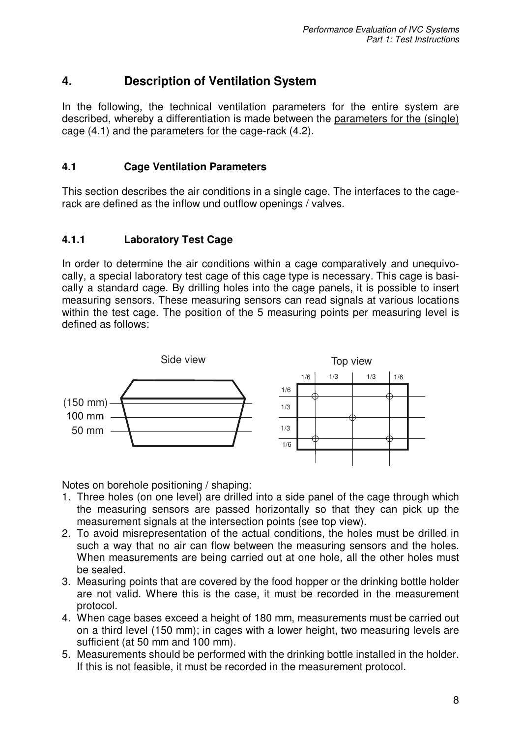# 4. Description of Ventilation System

In the following, the technical ventilation parameters for the entire system are described, whereby a differentiation is made between the parameters for the (single) cage (4.1) and the parameters for the cage-rack (4.2).

## 4.1 Cage Ventilation Parameters

This section describes the air conditions in a single cage. The interfaces to the cage-rack are defined as the inflow und outflow openings / valves.

### 4.1.1 Laboratory Test Cage

In order to determine the air conditions within a cage comparatively and unequivocally, a special laboratory test cage of this cage type is necessary. This cage is basically a standard cage. By drilling holes into the cage panels, it is possible to insert measuring sensors. These measuring sensors can read signals at various locations within the test cage. The position of the 5 measuring points per measuring level is defined as follows:

Side view: (150 mm), 100 mm, 50 mm

Top view: 1/6, 1/3, 1/3, 1/6 (horizontal); 1/6, 1/3, 1/3, 1/6 (vertical)

Notes on borehole positioning / shaping:

1. Three holes (on one level) are drilled into a side panel of the cage through which the measuring sensors are passed horizontally so that they can pick up the measurement signals at the intersection points (see top view).
2. To avoid misrepresentation of the actual conditions, the holes must be drilled in such a way that no air can flow between the measuring sensors and the holes. When measurements are being carried out at one hole, all the other holes must be sealed.
3. Measuring points that are covered by the food hopper or the drinking bottle holder are not valid. Where this is the case, it must be recorded in the measurement protocol.
4. When cage bases exceed a height of 180 mm, measurements must be carried out on a third level (150 mm); in cages with a lower height, two measuring levels are sufficient (at 50 mm and 100 mm).
5. Measurements should be performed with the drinking bottle installed in the holder. If this is not feasible, it must be recorded in the measurement protocol.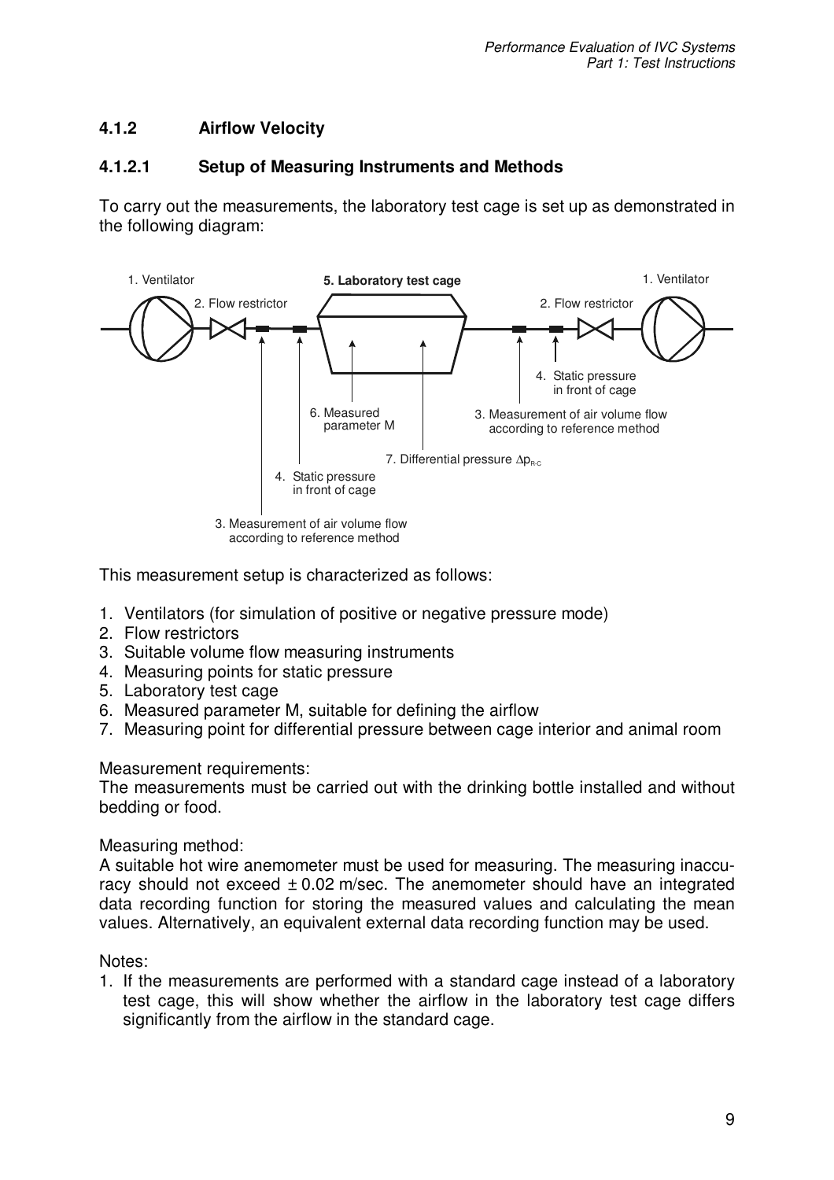### 4.1.2 Airflow Velocity

#### 4.1.2.1 Setup of Measuring Instruments and Methods

To carry out the measurements, the laboratory test cage is set up as demonstrated in the following diagram:

1. Ventilator
2. Flow restrictor
3. Measurement of air volume flow according to reference method
4. Static pressure in front of cage
5. **Laboratory test cage**
6. Measured parameter M
7. Differential pressure $\Delta p_{R\text{-}C}$

This measurement setup is characterized as follows:

1. Ventilators (for simulation of positive or negative pressure mode)
2. Flow restrictors
3. Suitable volume flow measuring instruments
4. Measuring points for static pressure
5. Laboratory test cage
6. Measured parameter M, suitable for defining the airflow
7. Measuring point for differential pressure between cage interior and animal room

Measurement requirements:
The measurements must be carried out with the drinking bottle installed and without bedding or food.

Measuring method:
A suitable hot wire anemometer must be used for measuring. The measuring inaccuracy should not exceed $\pm 0.02$ m/sec. The anemometer should have an integrated data recording function for storing the measured values and calculating the mean values. Alternatively, an equivalent external data recording function may be used.

Notes:

1. If the measurements are performed with a standard cage instead of a laboratory test cage, this will show whether the airflow in the laboratory test cage differs significantly from the airflow in the standard cage.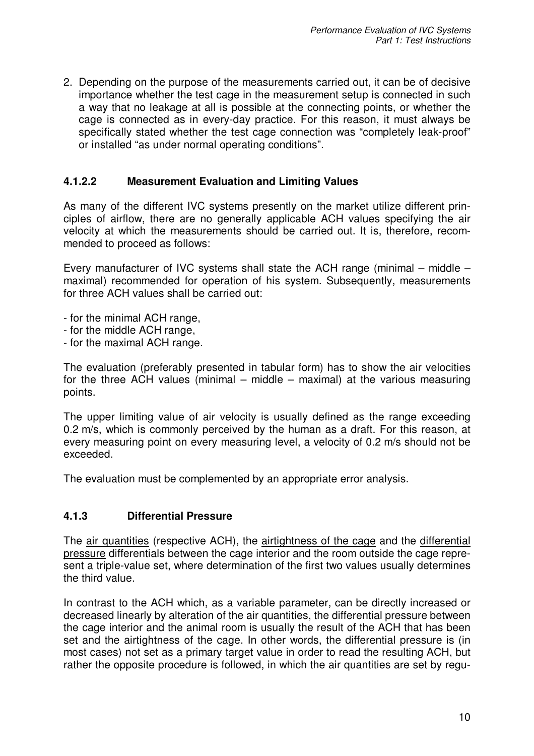2. Depending on the purpose of the measurements carried out, it can be of decisive importance whether the test cage in the measurement setup is connected in such a way that no leakage at all is possible at the connecting points, or whether the cage is connected as in every-day practice. For this reason, it must always be specifically stated whether the test cage connection was "completely leak-proof" or installed "as under normal operating conditions".

#### 4.1.2.2 Measurement Evaluation and Limiting Values

As many of the different IVC systems presently on the market utilize different principles of airflow, there are no generally applicable ACH values specifying the air velocity at which the measurements should be carried out. It is, therefore, recommended to proceed as follows:

Every manufacturer of IVC systems shall state the ACH range (minimal – middle – maximal) recommended for operation of his system. Subsequently, measurements for three ACH values shall be carried out:

- for the minimal ACH range,
- for the middle ACH range,
- for the maximal ACH range.

The evaluation (preferably presented in tabular form) has to show the air velocities for the three ACH values (minimal – middle – maximal) at the various measuring points.

The upper limiting value of air velocity is usually defined as the range exceeding 0.2 m/s, which is commonly perceived by the human as a draft. For this reason, at every measuring point on every measuring level, a velocity of 0.2 m/s should not be exceeded.

The evaluation must be complemented by an appropriate error analysis.

### 4.1.3 Differential Pressure

The air quantities (respective ACH), the airtightness of the cage and the differential pressure differentials between the cage interior and the room outside the cage represent a triple-value set, where determination of the first two values usually determines the third value.

In contrast to the ACH which, as a variable parameter, can be directly increased or decreased linearly by alteration of the air quantities, the differential pressure between the cage interior and the animal room is usually the result of the ACH that has been set and the airtightness of the cage. In other words, the differential pressure is (in most cases) not set as a primary target value in order to read the resulting ACH, but rather the opposite procedure is followed, in which the air quantities are set by regu-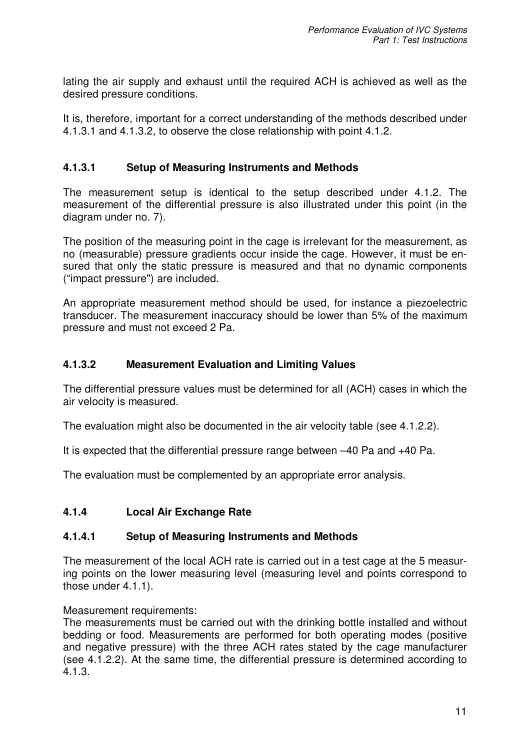lating the air supply and exhaust until the required ACH is achieved as well as the desired pressure conditions.

It is, therefore, important for a correct understanding of the methods described under 4.1.3.1 and 4.1.3.2, to observe the close relationship with point 4.1.2.

#### 4.1.3.1 Setup of Measuring Instruments and Methods

The measurement setup is identical to the setup described under 4.1.2. The measurement of the differential pressure is also illustrated under this point (in the diagram under no. 7).

The position of the measuring point in the cage is irrelevant for the measurement, as no (measurable) pressure gradients occur inside the cage. However, it must be ensured that only the static pressure is measured and that no dynamic components ("impact pressure") are included.

An appropriate measurement method should be used, for instance a piezoelectric transducer. The measurement inaccuracy should be lower than 5% of the maximum pressure and must not exceed 2 Pa.

#### 4.1.3.2 Measurement Evaluation and Limiting Values

The differential pressure values must be determined for all (ACH) cases in which the air velocity is measured.

The evaluation might also be documented in the air velocity table (see 4.1.2.2).

It is expected that the differential pressure range between –40 Pa and +40 Pa.

The evaluation must be complemented by an appropriate error analysis.

### 4.1.4 Local Air Exchange Rate

#### 4.1.4.1 Setup of Measuring Instruments and Methods

The measurement of the local ACH rate is carried out in a test cage at the 5 measuring points on the lower measuring level (measuring level and points correspond to those under 4.1.1).

Measurement requirements:
The measurements must be carried out with the drinking bottle installed and without bedding or food. Measurements are performed for both operating modes (positive and negative pressure) with the three ACH rates stated by the cage manufacturer (see 4.1.2.2). At the same time, the differential pressure is determined according to 4.1.3.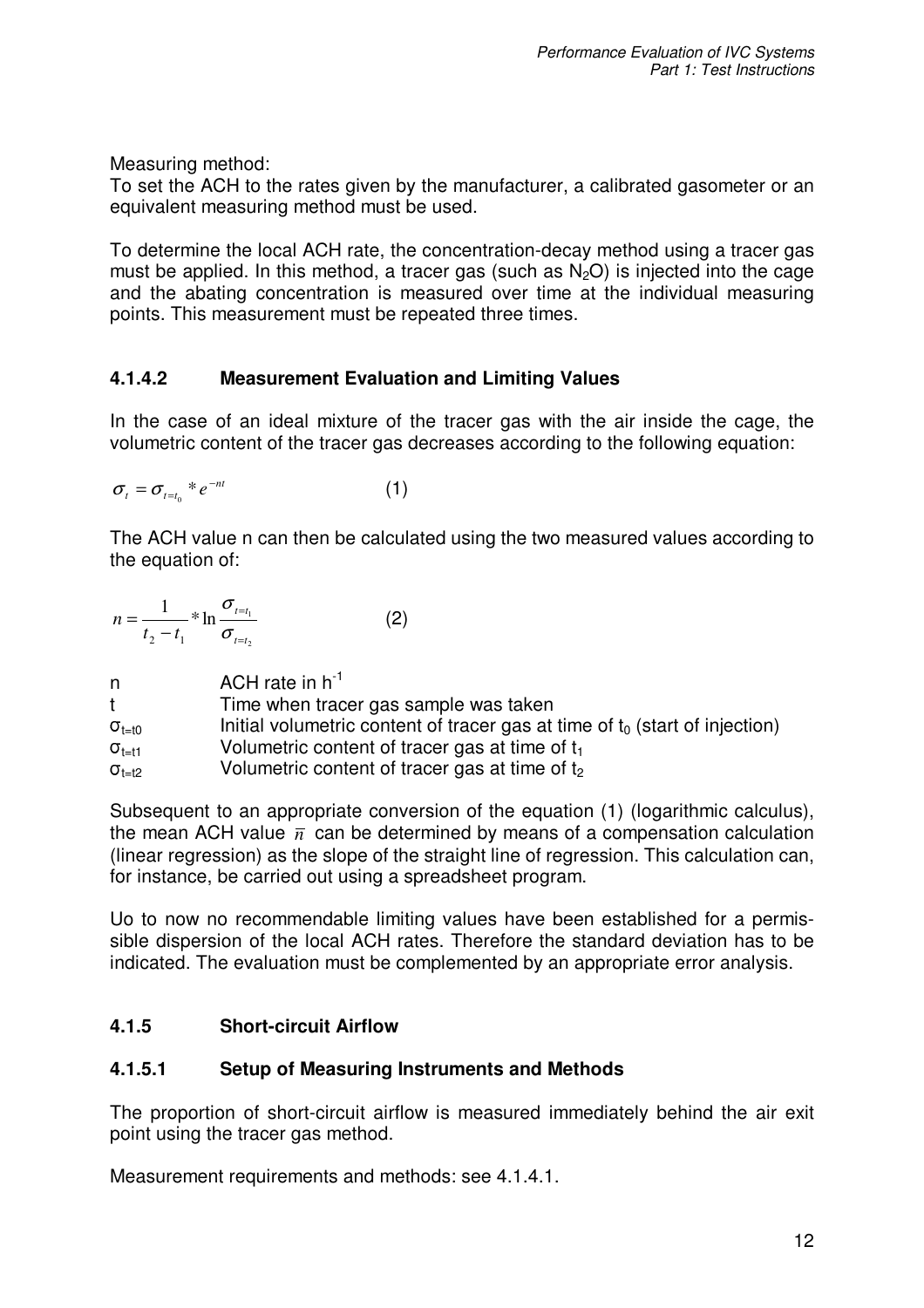Measuring method:
To set the ACH to the rates given by the manufacturer, a calibrated gasometer or an equivalent measuring method must be used.

To determine the local ACH rate, the concentration-decay method using a tracer gas must be applied. In this method, a tracer gas (such as $N_2O$) is injected into the cage and the abating concentration is measured over time at the individual measuring points. This measurement must be repeated three times.

#### 4.1.4.2 Measurement Evaluation and Limiting Values

In the case of an ideal mixture of the tracer gas with the air inside the cage, the volumetric content of the tracer gas decreases according to the following equation:

$$\sigma_t = \sigma_{t=t_0} * e^{-nt} \qquad (1)$$

The ACH value n can then be calculated using the two measured values according to the equation of:

$$n = \frac{1}{t_2 - t_1} * \ln \frac{\sigma_{t=t_1}}{\sigma_{t=t_2}} \qquad (2)$$

| | |
|---|---|
| n | ACH rate in $h^{-1}$ |
| t | Time when tracer gas sample was taken |
| $\sigma_{t=t0}$ | Initial volumetric content of tracer gas at time of $t_0$ (start of injection) |
| $\sigma_{t=t1}$ | Volumetric content of tracer gas at time of $t_1$ |
| $\sigma_{t=t2}$ | Volumetric content of tracer gas at time of $t_2$ |

Subsequent to an appropriate conversion of the equation (1) (logarithmic calculus), the mean ACH value $\bar{n}$ can be determined by means of a compensation calculation (linear regression) as the slope of the straight line of regression. This calculation can, for instance, be carried out using a spreadsheet program.

Uo to now no recommendable limiting values have been established for a permissible dispersion of the local ACH rates. Therefore the standard deviation has to be indicated. The evaluation must be complemented by an appropriate error analysis.

### 4.1.5 Short-circuit Airflow

#### 4.1.5.1 Setup of Measuring Instruments and Methods

The proportion of short-circuit airflow is measured immediately behind the air exit point using the tracer gas method.

Measurement requirements and methods: see 4.1.4.1.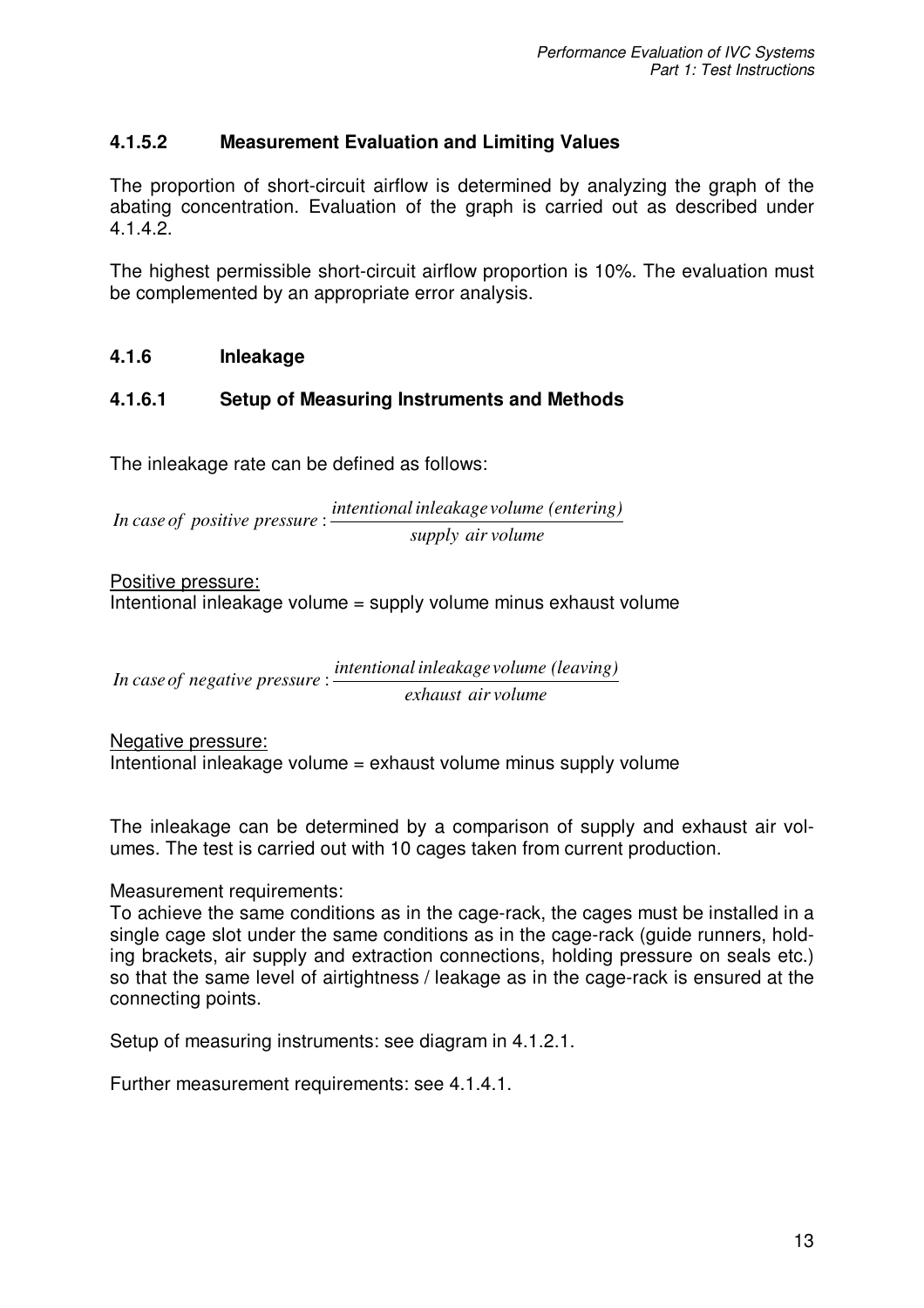#### 4.1.5.2 Measurement Evaluation and Limiting Values

The proportion of short-circuit airflow is determined by analyzing the graph of the abating concentration. Evaluation of the graph is carried out as described under 4.1.4.2.

The highest permissible short-circuit airflow proportion is 10%. The evaluation must be complemented by an appropriate error analysis.

### 4.1.6 Inleakage

#### 4.1.6.1 Setup of Measuring Instruments and Methods

The inleakage rate can be defined as follows:

$$\textit{In case of positive pressure}: \frac{\textit{intentional inleakage volume (entering)}}{\textit{supply air volume}}$$

<u>Positive pressure:</u>
Intentional inleakage volume = supply volume minus exhaust volume

$$\textit{In case of negative pressure}: \frac{\textit{intentional inleakage volume (leaving)}}{\textit{exhaust air volume}}$$

<u>Negative pressure:</u>
Intentional inleakage volume = exhaust volume minus supply volume

The inleakage can be determined by a comparison of supply and exhaust air volumes. The test is carried out with 10 cages taken from current production.

Measurement requirements:
To achieve the same conditions as in the cage-rack, the cages must be installed in a single cage slot under the same conditions as in the cage-rack (guide runners, holding brackets, air supply and extraction connections, holding pressure on seals etc.) so that the same level of airtightness / leakage as in the cage-rack is ensured at the connecting points.

Setup of measuring instruments: see diagram in 4.1.2.1.

Further measurement requirements: see 4.1.4.1.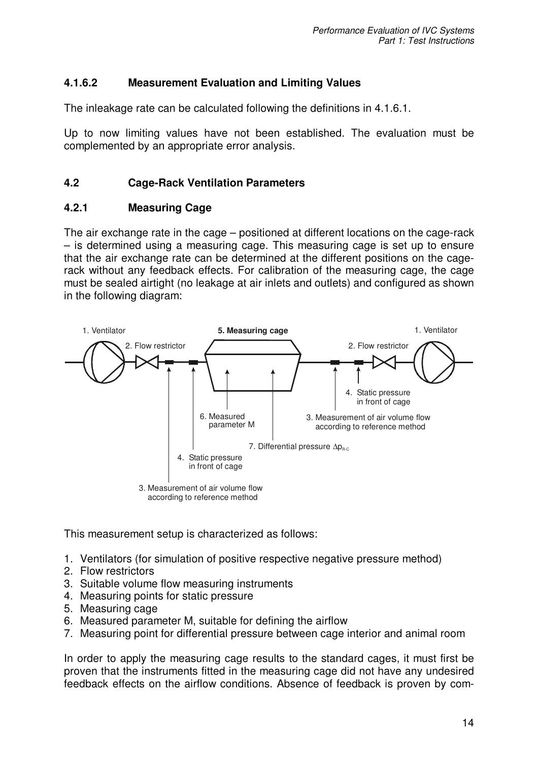#### 4.1.6.2 Measurement Evaluation and Limiting Values

The inleakage rate can be calculated following the definitions in 4.1.6.1.

Up to now limiting values have not been established. The evaluation must be complemented by an appropriate error analysis.

### 4.2 Cage-Rack Ventilation Parameters

#### 4.2.1 Measuring Cage

The air exchange rate in the cage – positioned at different locations on the cage-rack – is determined using a measuring cage. This measuring cage is set up to ensure that the air exchange rate can be determined at the different positions on the cage-rack without any feedback effects. For calibration of the measuring cage, the cage must be sealed airtight (no leakage at air inlets and outlets) and configured as shown in the following diagram:

1. Ventilator 2. Flow restrictor **5. Measuring cage** 2. Flow restrictor 1. Ventilator

6. Measured parameter M
4. Static pressure in front of cage
3. Measurement of air volume flow according to reference method
7. Differential pressure $\Delta p_{R\text{-}C}$
4. Static pressure in front of cage
3. Measurement of air volume flow according to reference method

This measurement setup is characterized as follows:

1. Ventilators (for simulation of positive respective negative pressure method)
2. Flow restrictors
3. Suitable volume flow measuring instruments
4. Measuring points for static pressure
5. Measuring cage
6. Measured parameter M, suitable for defining the airflow
7. Measuring point for differential pressure between cage interior and animal room

In order to apply the measuring cage results to the standard cages, it must first be proven that the instruments fitted in the measuring cage did not have any undesired feedback effects on the airflow conditions. Absence of feedback is proven by com-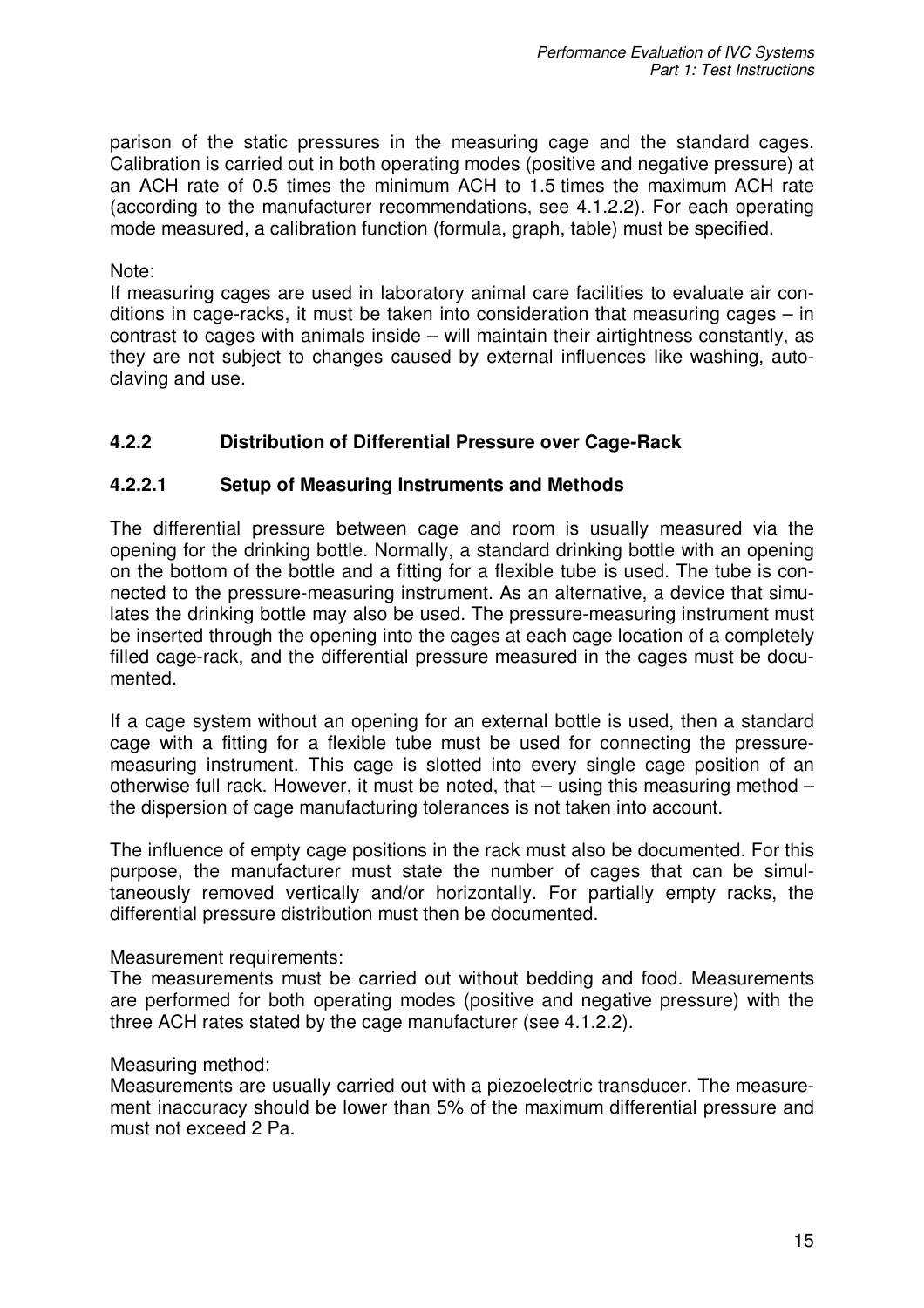parison of the static pressures in the measuring cage and the standard cages. Calibration is carried out in both operating modes (positive and negative pressure) at an ACH rate of 0.5 times the minimum ACH to 1.5 times the maximum ACH rate (according to the manufacturer recommendations, see 4.1.2.2). For each operating mode measured, a calibration function (formula, graph, table) must be specified.

Note:
If measuring cages are used in laboratory animal care facilities to evaluate air conditions in cage-racks, it must be taken into consideration that measuring cages – in contrast to cages with animals inside – will maintain their airtightness constantly, as they are not subject to changes caused by external influences like washing, autoclaving and use.

### 4.2.2 Distribution of Differential Pressure over Cage-Rack

#### 4.2.2.1 Setup of Measuring Instruments and Methods

The differential pressure between cage and room is usually measured via the opening for the drinking bottle. Normally, a standard drinking bottle with an opening on the bottom of the bottle and a fitting for a flexible tube is used. The tube is connected to the pressure-measuring instrument. As an alternative, a device that simulates the drinking bottle may also be used. The pressure-measuring instrument must be inserted through the opening into the cages at each cage location of a completely filled cage-rack, and the differential pressure measured in the cages must be documented.

If a cage system without an opening for an external bottle is used, then a standard cage with a fitting for a flexible tube must be used for connecting the pressure-measuring instrument. This cage is slotted into every single cage position of an otherwise full rack. However, it must be noted, that – using this measuring method – the dispersion of cage manufacturing tolerances is not taken into account.

The influence of empty cage positions in the rack must also be documented. For this purpose, the manufacturer must state the number of cages that can be simultaneously removed vertically and/or horizontally. For partially empty racks, the differential pressure distribution must then be documented.

Measurement requirements:
The measurements must be carried out without bedding and food. Measurements are performed for both operating modes (positive and negative pressure) with the three ACH rates stated by the cage manufacturer (see 4.1.2.2).

Measuring method:
Measurements are usually carried out with a piezoelectric transducer. The measurement inaccuracy should be lower than 5% of the maximum differential pressure and must not exceed 2 Pa.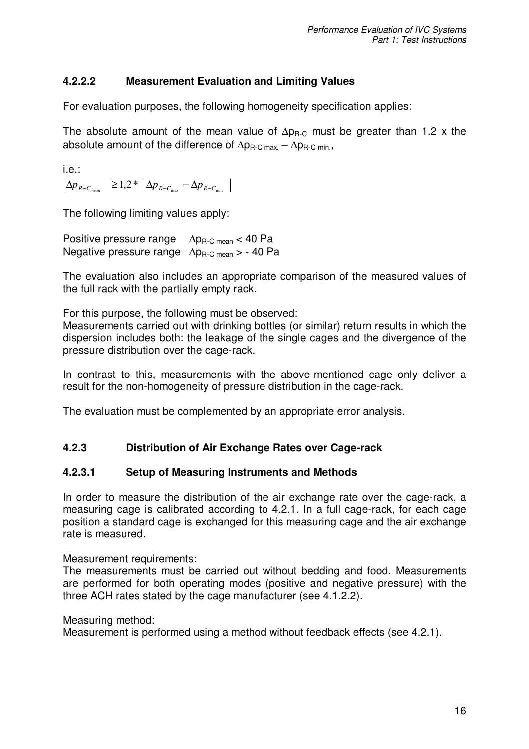### 4.2.2.2 Measurement Evaluation and Limiting Values

For evaluation purposes, the following homogeneity specification applies:

The absolute amount of the mean value of $\Delta p_{R\text{-}C}$ must be greater than 1.2 x the absolute amount of the difference of $\Delta p_{R\text{-}C\ max.} - \Delta p_{R\text{-}C\ min.}$,

i.e.:

$$\left|\Delta p_{R-C_{mean}}\right| \geq 1{,}2 * \left|\Delta p_{R-C_{\max}} - \Delta p_{R-C_{\min}}\right|$$

The following limiting values apply:

Positive pressure range $\Delta p_{R\text{-}C\ mean} < 40$ Pa
Negative pressure range $\Delta p_{R\text{-}C\ mean} > -40$ Pa

The evaluation also includes an appropriate comparison of the measured values of the full rack with the partially empty rack.

For this purpose, the following must be observed:
Measurements carried out with drinking bottles (or similar) return results in which the dispersion includes both: the leakage of the single cages and the divergence of the pressure distribution over the cage-rack.

In contrast to this, measurements with the above-mentioned cage only deliver a result for the non-homogeneity of pressure distribution in the cage-rack.

The evaluation must be complemented by an appropriate error analysis.

### 4.2.3 Distribution of Air Exchange Rates over Cage-rack

#### 4.2.3.1 Setup of Measuring Instruments and Methods

In order to measure the distribution of the air exchange rate over the cage-rack, a measuring cage is calibrated according to 4.2.1. In a full cage-rack, for each cage position a standard cage is exchanged for this measuring cage and the air exchange rate is measured.

Measurement requirements:
The measurements must be carried out without bedding and food. Measurements are performed for both operating modes (positive and negative pressure) with the three ACH rates stated by the cage manufacturer (see 4.1.2.2).

Measuring method:
Measurement is performed using a method without feedback effects (see 4.2.1).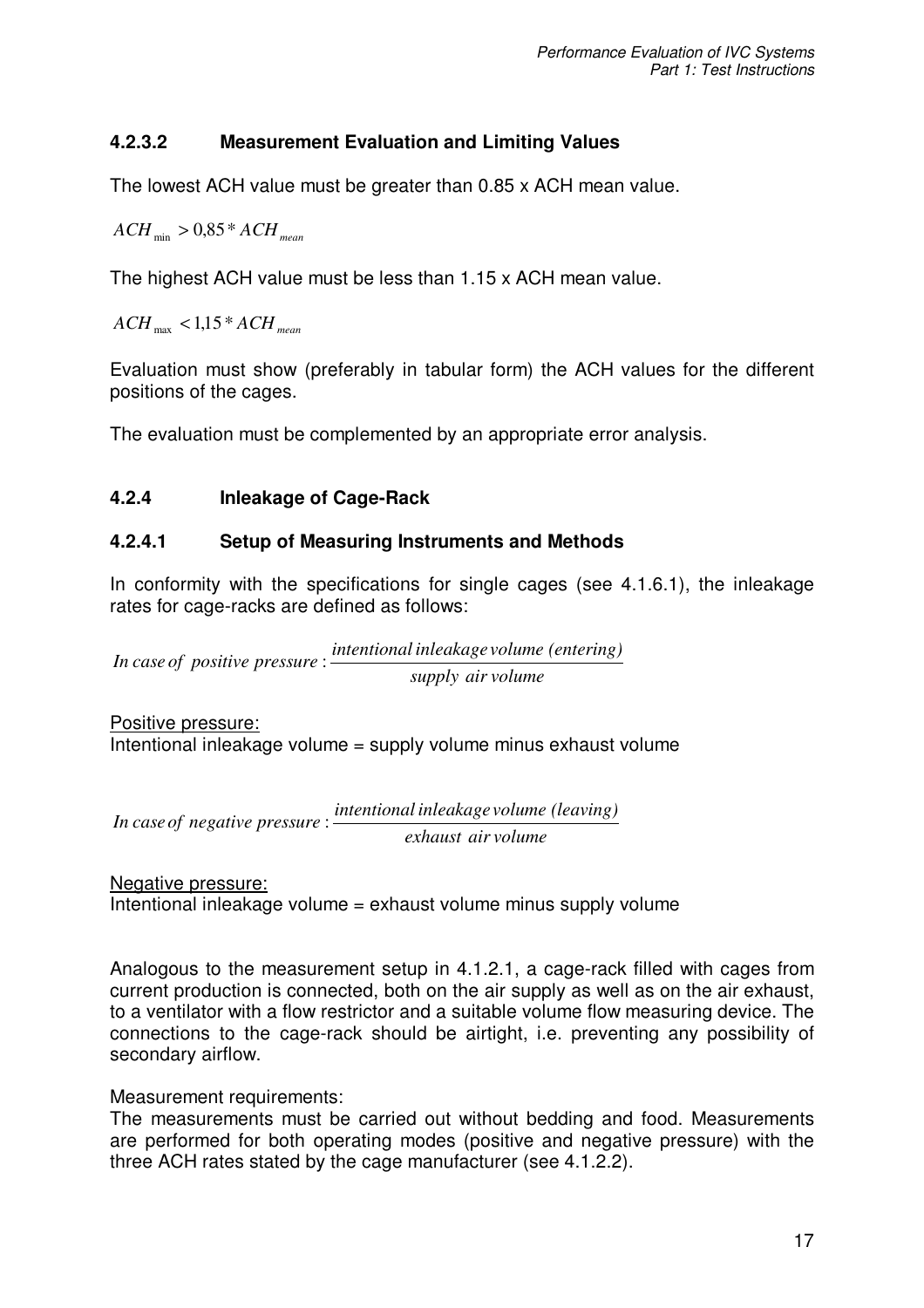#### 4.2.3.2 Measurement Evaluation and Limiting Values

The lowest ACH value must be greater than 0.85 x ACH mean value.

$$ACH_{\min} > 0{,}85 * ACH_{mean}$$

The highest ACH value must be less than 1.15 x ACH mean value.

$$ACH_{\max} < 1{,}15 * ACH_{mean}$$

Evaluation must show (preferably in tabular form) the ACH values for the different positions of the cages.

The evaluation must be complemented by an appropriate error analysis.

### 4.2.4 Inleakage of Cage-Rack

#### 4.2.4.1 Setup of Measuring Instruments and Methods

In conformity with the specifications for single cages (see 4.1.6.1), the inleakage rates for cage-racks are defined as follows:

$$\text{In case of positive pressure}: \frac{\text{intentional inleakage volume (entering)}}{\text{supply air volume}}$$

Positive pressure:
Intentional inleakage volume = supply volume minus exhaust volume

$$\text{In case of negative pressure}: \frac{\text{intentional inleakage volume (leaving)}}{\text{exhaust air volume}}$$

Negative pressure:
Intentional inleakage volume = exhaust volume minus supply volume

Analogous to the measurement setup in 4.1.2.1, a cage-rack filled with cages from current production is connected, both on the air supply as well as on the air exhaust, to a ventilator with a flow restrictor and a suitable volume flow measuring device. The connections to the cage-rack should be airtight, i.e. preventing any possibility of secondary airflow.

Measurement requirements:
The measurements must be carried out without bedding and food. Measurements are performed for both operating modes (positive and negative pressure) with the three ACH rates stated by the cage manufacturer (see 4.1.2.2).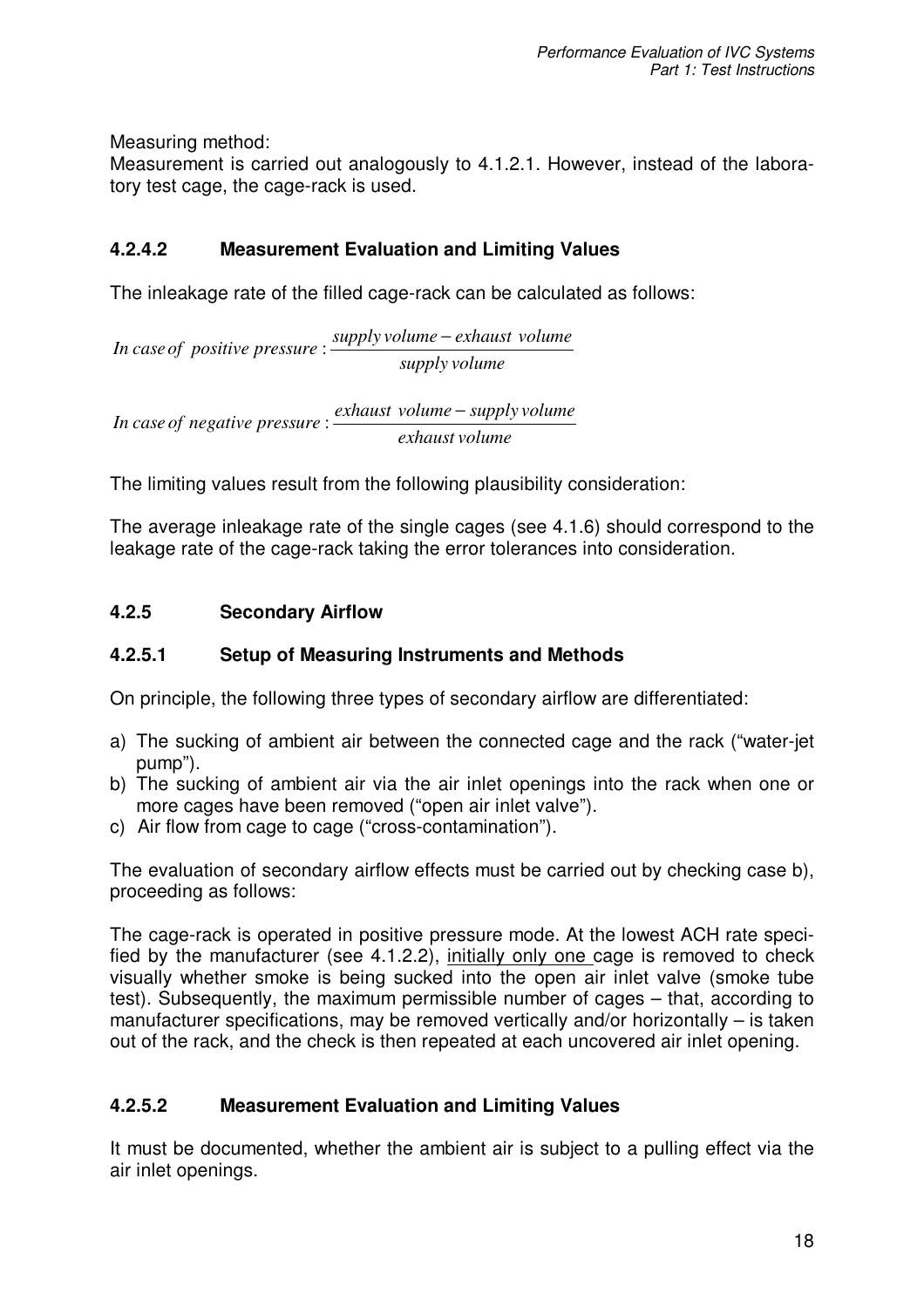Measuring method:
Measurement is carried out analogously to 4.1.2.1. However, instead of the laboratory test cage, the cage-rack is used.

#### 4.2.4.2 Measurement Evaluation and Limiting Values

The inleakage rate of the filled cage-rack can be calculated as follows:

$$In\ case\ of\ \ positive\ pressure: \frac{supply\ volume - exhaust\ \ volume}{supply\ volume}$$

$$In\ case\ of\ negative\ pressure: \frac{exhaust\ \ volume - supply\ volume}{exhaust\ volume}$$

The limiting values result from the following plausibility consideration:

The average inleakage rate of the single cages (see 4.1.6) should correspond to the leakage rate of the cage-rack taking the error tolerances into consideration.

### 4.2.5 Secondary Airflow

#### 4.2.5.1 Setup of Measuring Instruments and Methods

On principle, the following three types of secondary airflow are differentiated:

a) The sucking of ambient air between the connected cage and the rack ("water-jet pump").
b) The sucking of ambient air via the air inlet openings into the rack when one or more cages have been removed ("open air inlet valve").
c) Air flow from cage to cage ("cross-contamination").

The evaluation of secondary airflow effects must be carried out by checking case b), proceeding as follows:

The cage-rack is operated in positive pressure mode. At the lowest ACH rate specified by the manufacturer (see 4.1.2.2), <u>initially only one</u> cage is removed to check visually whether smoke is being sucked into the open air inlet valve (smoke tube test). Subsequently, the maximum permissible number of cages – that, according to manufacturer specifications, may be removed vertically and/or horizontally – is taken out of the rack, and the check is then repeated at each uncovered air inlet opening.

#### 4.2.5.2 Measurement Evaluation and Limiting Values

It must be documented, whether the ambient air is subject to a pulling effect via the air inlet openings.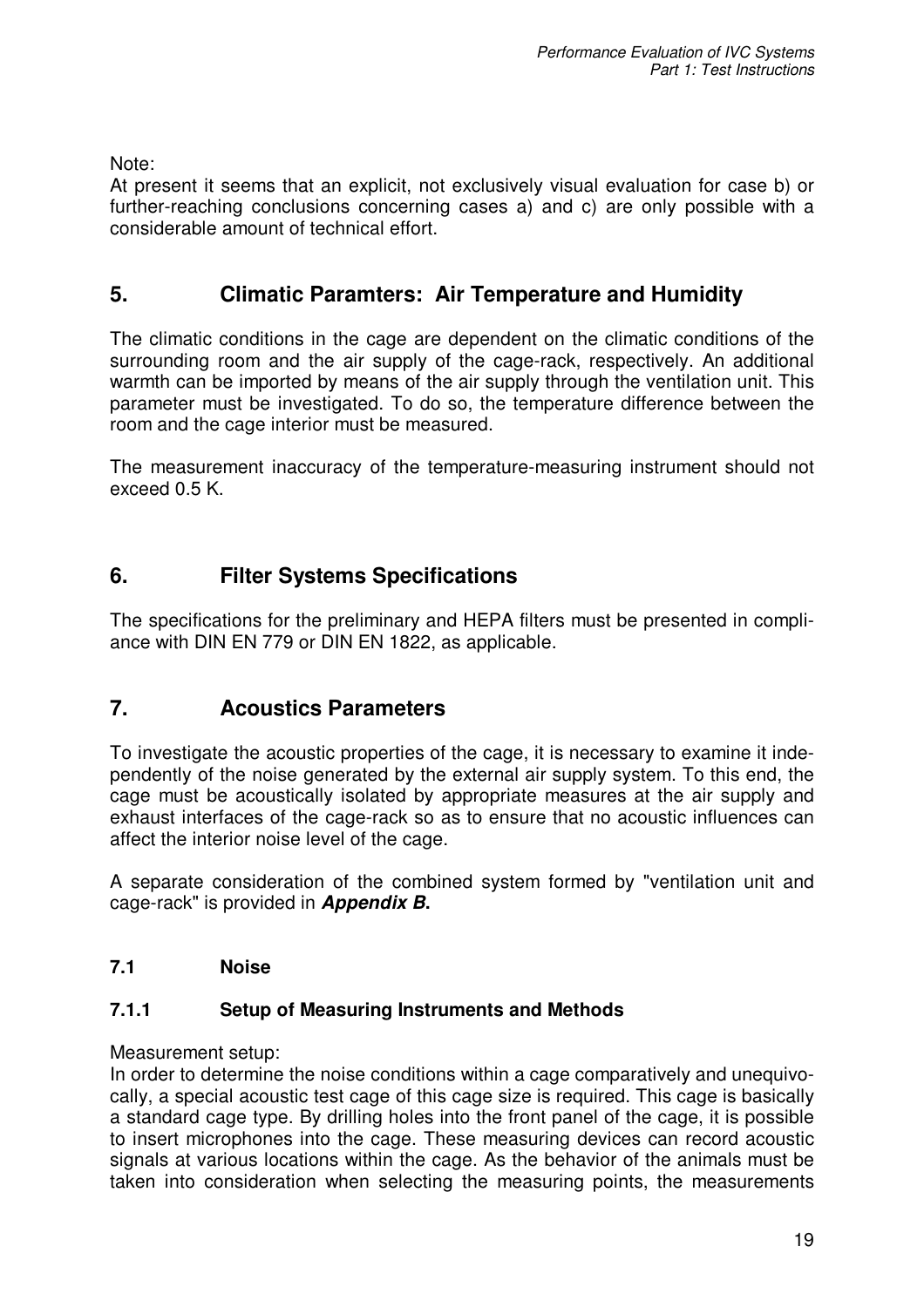Note:
At present it seems that an explicit, not exclusively visual evaluation for case b) or further-reaching conclusions concerning cases a) and c) are only possible with a considerable amount of technical effort.

## 5. Climatic Paramters: Air Temperature and Humidity

The climatic conditions in the cage are dependent on the climatic conditions of the surrounding room and the air supply of the cage-rack, respectively. An additional warmth can be imported by means of the air supply through the ventilation unit. This parameter must be investigated. To do so, the temperature difference between the room and the cage interior must be measured.

The measurement inaccuracy of the temperature-measuring instrument should not exceed 0.5 K.

## 6. Filter Systems Specifications

The specifications for the preliminary and HEPA filters must be presented in compliance with DIN EN 779 or DIN EN 1822, as applicable.

## 7. Acoustics Parameters

To investigate the acoustic properties of the cage, it is necessary to examine it independently of the noise generated by the external air supply system. To this end, the cage must be acoustically isolated by appropriate measures at the air supply and exhaust interfaces of the cage-rack so as to ensure that no acoustic influences can affect the interior noise level of the cage.

A separate consideration of the combined system formed by "ventilation unit and cage-rack" is provided in ***Appendix B*.**

### 7.1 Noise

#### 7.1.1 Setup of Measuring Instruments and Methods

Measurement setup:
In order to determine the noise conditions within a cage comparatively and unequivocally, a special acoustic test cage of this cage size is required. This cage is basically a standard cage type. By drilling holes into the front panel of the cage, it is possible to insert microphones into the cage. These measuring devices can record acoustic signals at various locations within the cage. As the behavior of the animals must be taken into consideration when selecting the measuring points, the measurements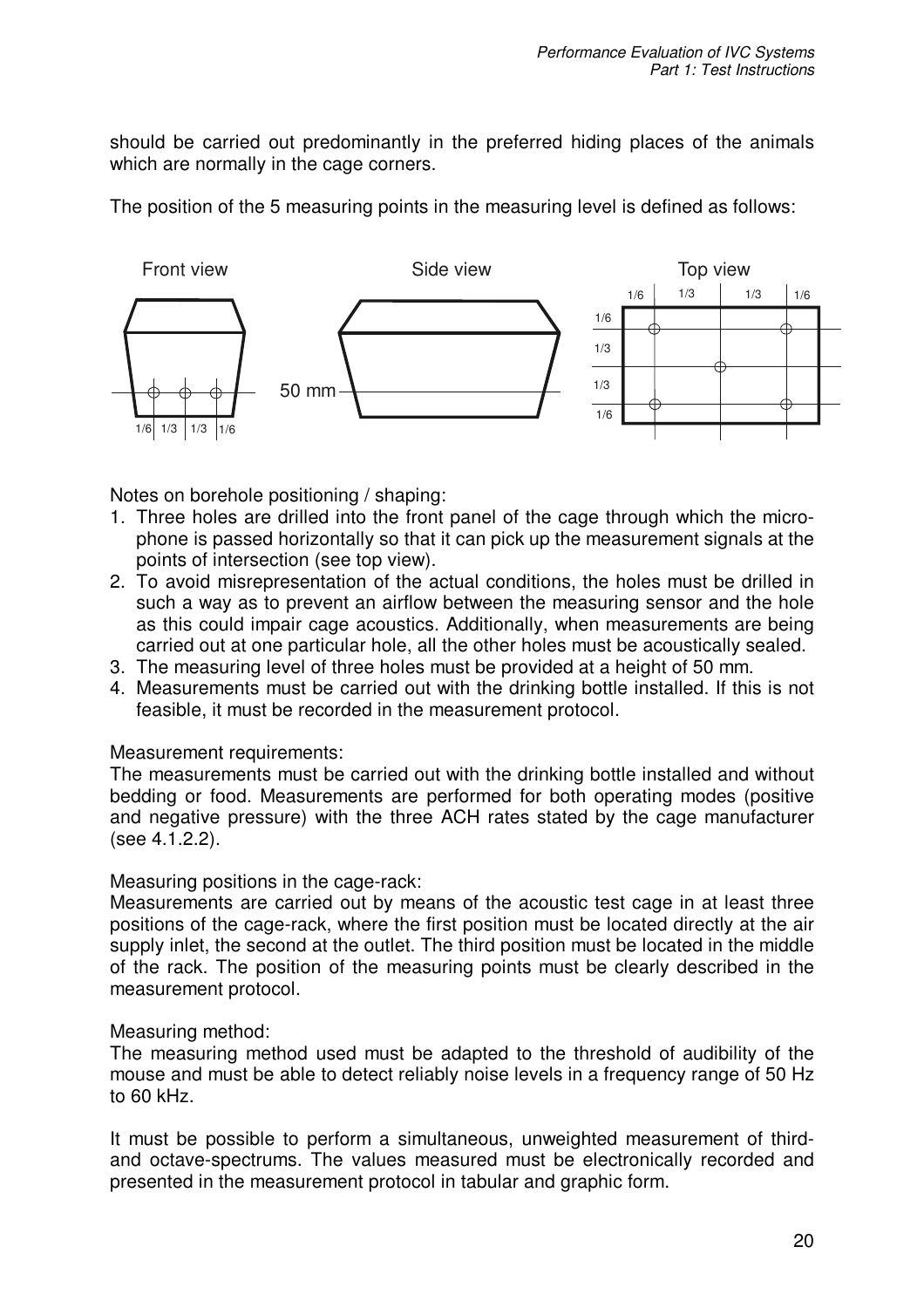should be carried out predominantly in the preferred hiding places of the animals which are normally in the cage corners.

The position of the 5 measuring points in the measuring level is defined as follows:

Front view — Side view — Top view

50 mm

1/6 | 1/3 | 1/3 | 1/6

Notes on borehole positioning / shaping:

1. Three holes are drilled into the front panel of the cage through which the microphone is passed horizontally so that it can pick up the measurement signals at the points of intersection (see top view).
2. To avoid misrepresentation of the actual conditions, the holes must be drilled in such a way as to prevent an airflow between the measuring sensor and the hole as this could impair cage acoustics. Additionally, when measurements are being carried out at one particular hole, all the other holes must be acoustically sealed.
3. The measuring level of three holes must be provided at a height of 50 mm.
4. Measurements must be carried out with the drinking bottle installed. If this is not feasible, it must be recorded in the measurement protocol.

Measurement requirements:
The measurements must be carried out with the drinking bottle installed and without bedding or food. Measurements are performed for both operating modes (positive and negative pressure) with the three ACH rates stated by the cage manufacturer (see 4.1.2.2).

Measuring positions in the cage-rack:
Measurements are carried out by means of the acoustic test cage in at least three positions of the cage-rack, where the first position must be located directly at the air supply inlet, the second at the outlet. The third position must be located in the middle of the rack. The position of the measuring points must be clearly described in the measurement protocol.

Measuring method:
The measuring method used must be adapted to the threshold of audibility of the mouse and must be able to detect reliably noise levels in a frequency range of 50 Hz to 60 kHz.

It must be possible to perform a simultaneous, unweighted measurement of third- and octave-spectrums. The values measured must be electronically recorded and presented in the measurement protocol in tabular and graphic form.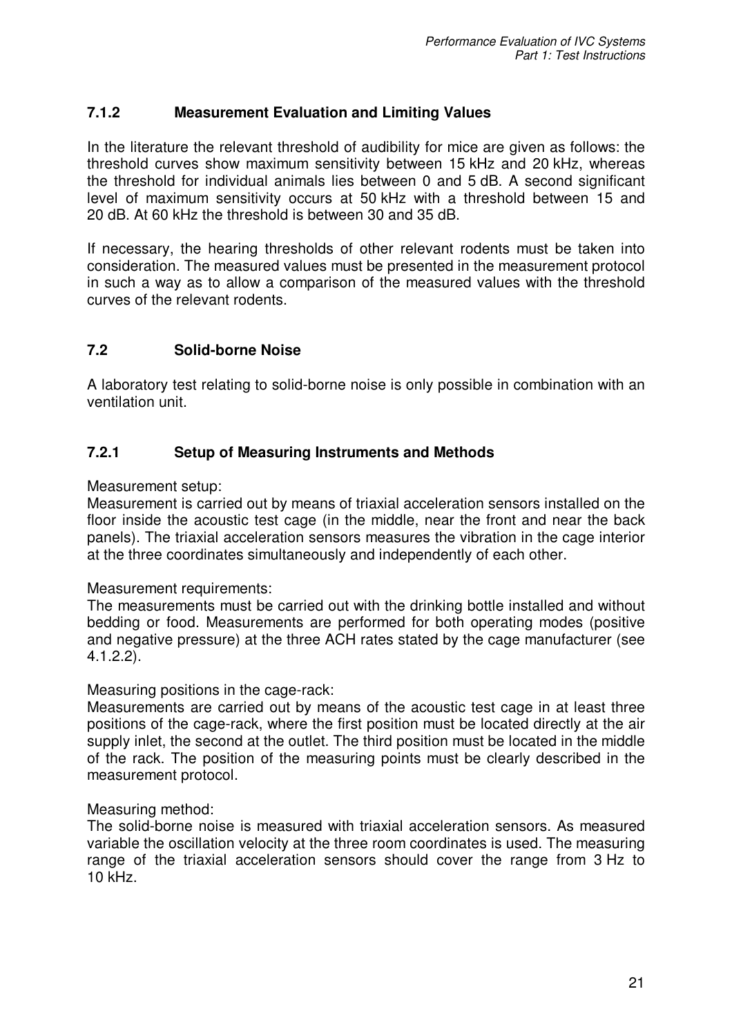### 7.1.2 Measurement Evaluation and Limiting Values

In the literature the relevant threshold of audibility for mice are given as follows: the threshold curves show maximum sensitivity between 15 kHz and 20 kHz, whereas the threshold for individual animals lies between 0 and 5 dB. A second significant level of maximum sensitivity occurs at 50 kHz with a threshold between 15 and 20 dB. At 60 kHz the threshold is between 30 and 35 dB.

If necessary, the hearing thresholds of other relevant rodents must be taken into consideration. The measured values must be presented in the measurement protocol in such a way as to allow a comparison of the measured values with the threshold curves of the relevant rodents.

## 7.2 Solid-borne Noise

A laboratory test relating to solid-borne noise is only possible in combination with an ventilation unit.

### 7.2.1 Setup of Measuring Instruments and Methods

Measurement setup:
Measurement is carried out by means of triaxial acceleration sensors installed on the floor inside the acoustic test cage (in the middle, near the front and near the back panels). The triaxial acceleration sensors measures the vibration in the cage interior at the three coordinates simultaneously and independently of each other.

Measurement requirements:
The measurements must be carried out with the drinking bottle installed and without bedding or food. Measurements are performed for both operating modes (positive and negative pressure) at the three ACH rates stated by the cage manufacturer (see 4.1.2.2).

Measuring positions in the cage-rack:
Measurements are carried out by means of the acoustic test cage in at least three positions of the cage-rack, where the first position must be located directly at the air supply inlet, the second at the outlet. The third position must be located in the middle of the rack. The position of the measuring points must be clearly described in the measurement protocol.

Measuring method:
The solid-borne noise is measured with triaxial acceleration sensors. As measured variable the oscillation velocity at the three room coordinates is used. The measuring range of the triaxial acceleration sensors should cover the range from 3 Hz to 10 kHz.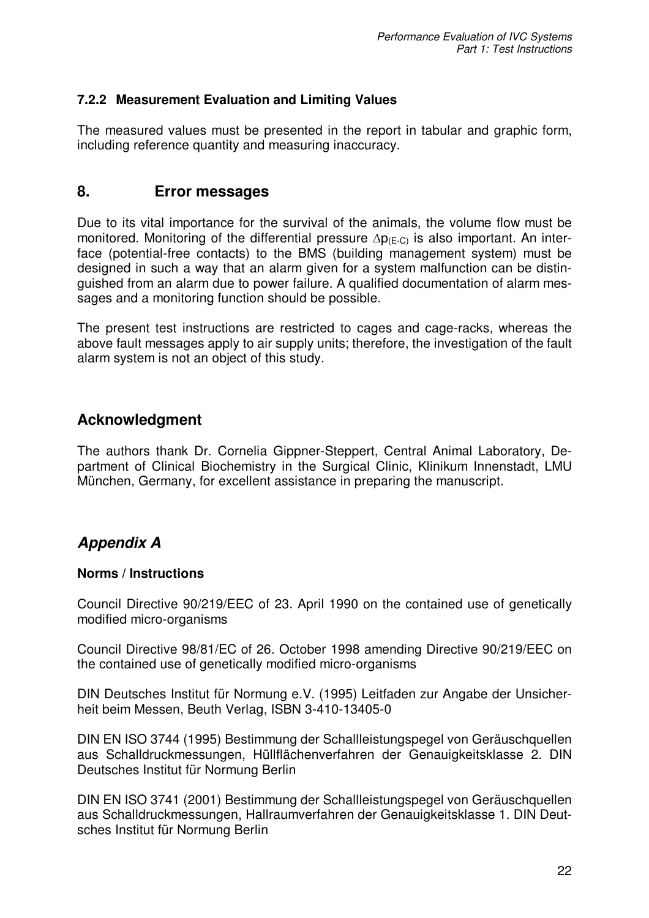#### 7.2.2 Measurement Evaluation and Limiting Values

The measured values must be presented in the report in tabular and graphic form, including reference quantity and measuring inaccuracy.

## 8. Error messages

Due to its vital importance for the survival of the animals, the volume flow must be monitored. Monitoring of the differential pressure $\Delta p_{(E-C)}$ is also important. An interface (potential-free contacts) to the BMS (building management system) must be designed in such a way that an alarm given for a system malfunction can be distinguished from an alarm due to power failure. A qualified documentation of alarm messages and a monitoring function should be possible.

The present test instructions are restricted to cages and cage-racks, whereas the above fault messages apply to air supply units; therefore, the investigation of the fault alarm system is not an object of this study.

## Acknowledgment

The authors thank Dr. Cornelia Gippner-Steppert, Central Animal Laboratory, Department of Clinical Biochemistry in the Surgical Clinic, Klinikum Innenstadt, LMU München, Germany, for excellent assistance in preparing the manuscript.

## *Appendix A*

**Norms / Instructions**

Council Directive 90/219/EEC of 23. April 1990 on the contained use of genetically modified micro-organisms

Council Directive 98/81/EC of 26. October 1998 amending Directive 90/219/EEC on the contained use of genetically modified micro-organisms

DIN Deutsches Institut für Normung e.V. (1995) Leitfaden zur Angabe der Unsicherheit beim Messen, Beuth Verlag, ISBN 3-410-13405-0

DIN EN ISO 3744 (1995) Bestimmung der Schallleistungspegel von Geräuschquellen aus Schalldruckmessungen, Hüllflächenverfahren der Genauigkeitsklasse 2. DIN Deutsches Institut für Normung Berlin

DIN EN ISO 3741 (2001) Bestimmung der Schallleistungspegel von Geräuschquellen aus Schalldruckmessungen, Hallraumverfahren der Genauigkeitsklasse 1. DIN Deutsches Institut für Normung Berlin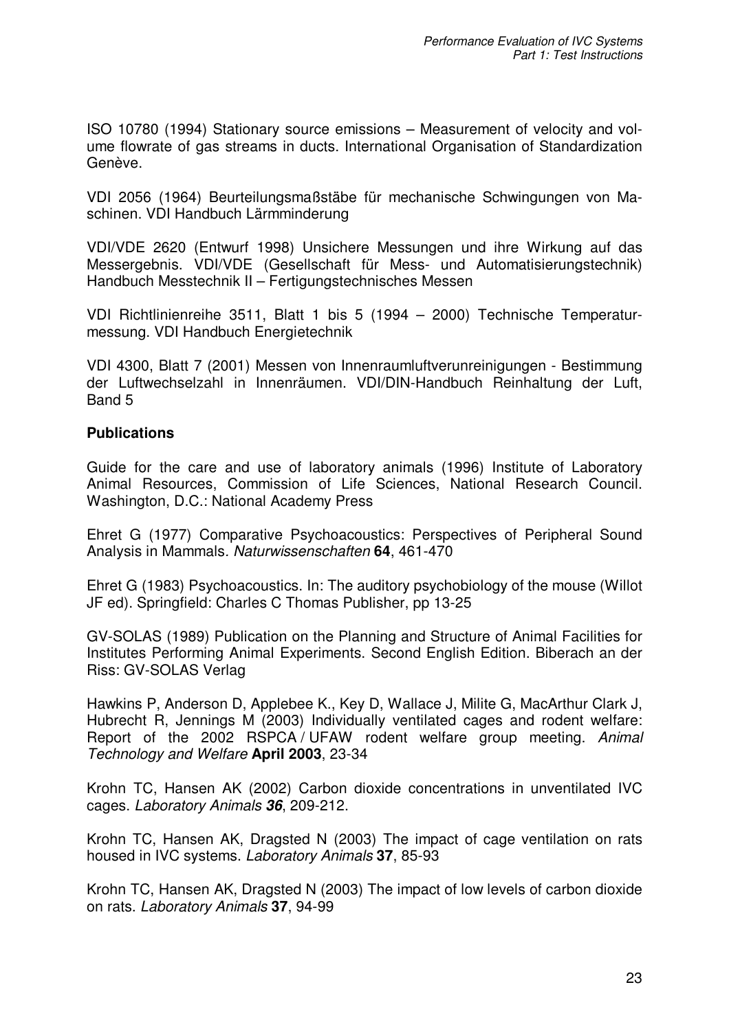ISO 10780 (1994) Stationary source emissions – Measurement of velocity and volume flowrate of gas streams in ducts. International Organisation of Standardization Genève.

VDI 2056 (1964) Beurteilungsmaßstäbe für mechanische Schwingungen von Maschinen. VDI Handbuch Lärmminderung

VDI/VDE 2620 (Entwurf 1998) Unsichere Messungen und ihre Wirkung auf das Messergebnis. VDI/VDE (Gesellschaft für Mess- und Automatisierungstechnik) Handbuch Messtechnik II – Fertigungstechnisches Messen

VDI Richtlinienreihe 3511, Blatt 1 bis 5 (1994 – 2000) Technische Temperaturmessung. VDI Handbuch Energietechnik

VDI 4300, Blatt 7 (2001) Messen von Innenraumluftverunreinigungen - Bestimmung der Luftwechselzahl in Innenräumen. VDI/DIN-Handbuch Reinhaltung der Luft, Band 5

**Publications**

Guide for the care and use of laboratory animals (1996) Institute of Laboratory Animal Resources, Commission of Life Sciences, National Research Council. Washington, D.C.: National Academy Press

Ehret G (1977) Comparative Psychoacoustics: Perspectives of Peripheral Sound Analysis in Mammals. *Naturwissenschaften* **64**, 461-470

Ehret G (1983) Psychoacoustics. In: The auditory psychobiology of the mouse (Willot JF ed). Springfield: Charles C Thomas Publisher, pp 13-25

GV-SOLAS (1989) Publication on the Planning and Structure of Animal Facilities for Institutes Performing Animal Experiments. Second English Edition. Biberach an der Riss: GV-SOLAS Verlag

Hawkins P, Anderson D, Applebee K., Key D, Wallace J, Milite G, MacArthur Clark J, Hubrecht R, Jennings M (2003) Individually ventilated cages and rodent welfare: Report of the 2002 RSPCA / UFAW rodent welfare group meeting. *Animal Technology and Welfare* **April 2003**, 23-34

Krohn TC, Hansen AK (2002) Carbon dioxide concentrations in unventilated IVC cages. *Laboratory Animals* ***36***, 209-212.

Krohn TC, Hansen AK, Dragsted N (2003) The impact of cage ventilation on rats housed in IVC systems. *Laboratory Animals* **37**, 85-93

Krohn TC, Hansen AK, Dragsted N (2003) The impact of low levels of carbon dioxide on rats. *Laboratory Animals* **37**, 94-99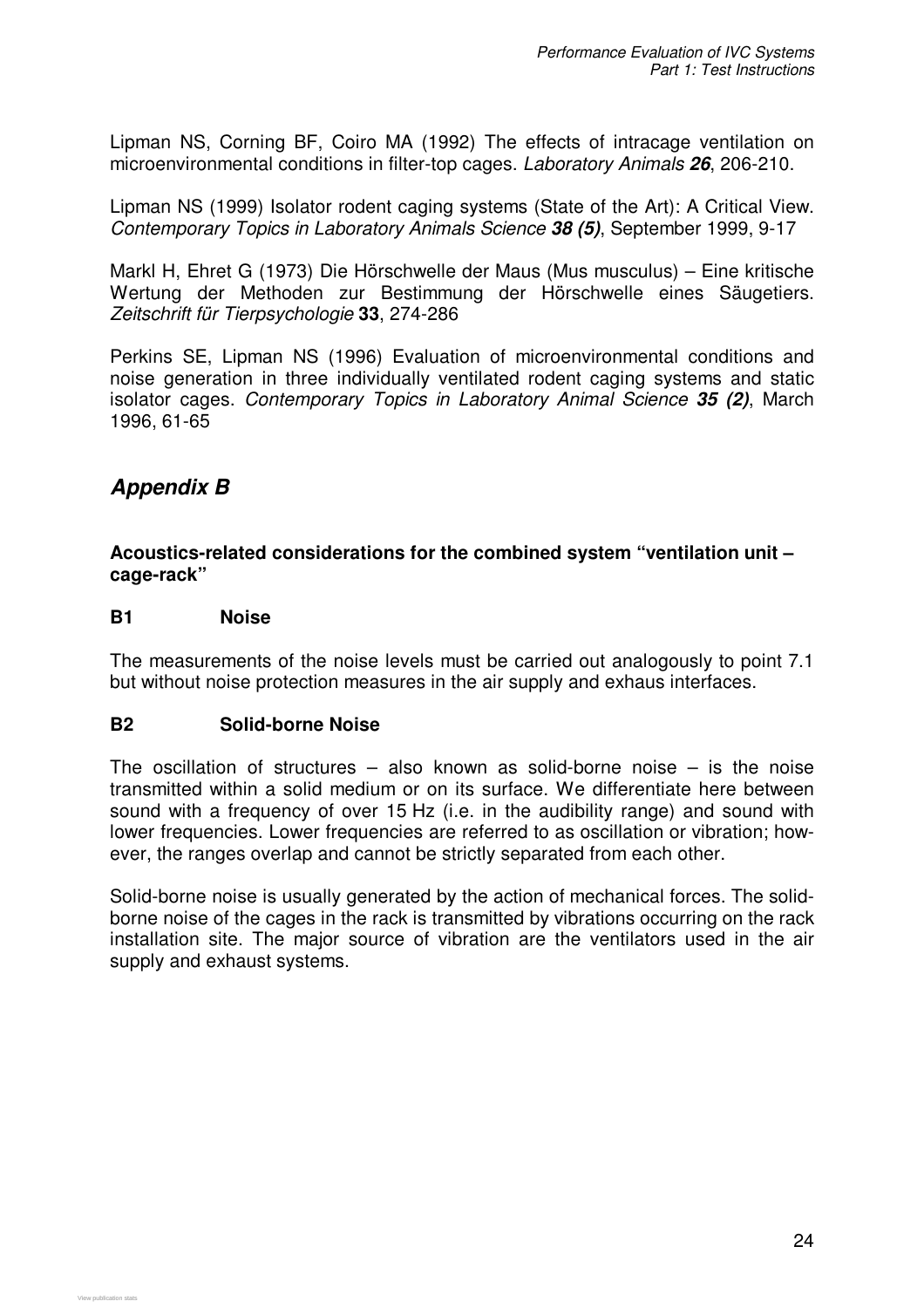Lipman NS, Corning BF, Coiro MA (1992) The effects of intracage ventilation on microenvironmental conditions in filter-top cages. *Laboratory Animals* ***26***, 206-210.

Lipman NS (1999) Isolator rodent caging systems (State of the Art): A Critical View. *Contemporary Topics in Laboratory Animals Science* ***38 (5)***, September 1999, 9-17

Markl H, Ehret G (1973) Die Hörschwelle der Maus (Mus musculus) – Eine kritische Wertung der Methoden zur Bestimmung der Hörschwelle eines Säugetiers. *Zeitschrift für Tierpsychologie* **33**, 274-286

Perkins SE, Lipman NS (1996) Evaluation of microenvironmental conditions and noise generation in three individually ventilated rodent caging systems and static isolator cages. *Contemporary Topics in Laboratory Animal Science* ***35 (2)***, March 1996, 61-65

## *Appendix B*

**Acoustics-related considerations for the combined system "ventilation unit – cage-rack"**

### B1 Noise

The measurements of the noise levels must be carried out analogously to point 7.1 but without noise protection measures in the air supply and exhaus interfaces.

### B2 Solid-borne Noise

The oscillation of structures – also known as solid-borne noise – is the noise transmitted within a solid medium or on its surface. We differentiate here between sound with a frequency of over 15 Hz (i.e. in the audibility range) and sound with lower frequencies. Lower frequencies are referred to as oscillation or vibration; however, the ranges overlap and cannot be strictly separated from each other.

Solid-borne noise is usually generated by the action of mechanical forces. The solid-borne noise of the cages in the rack is transmitted by vibrations occurring on the rack installation site. The major source of vibration are the ventilators used in the air supply and exhaust systems.